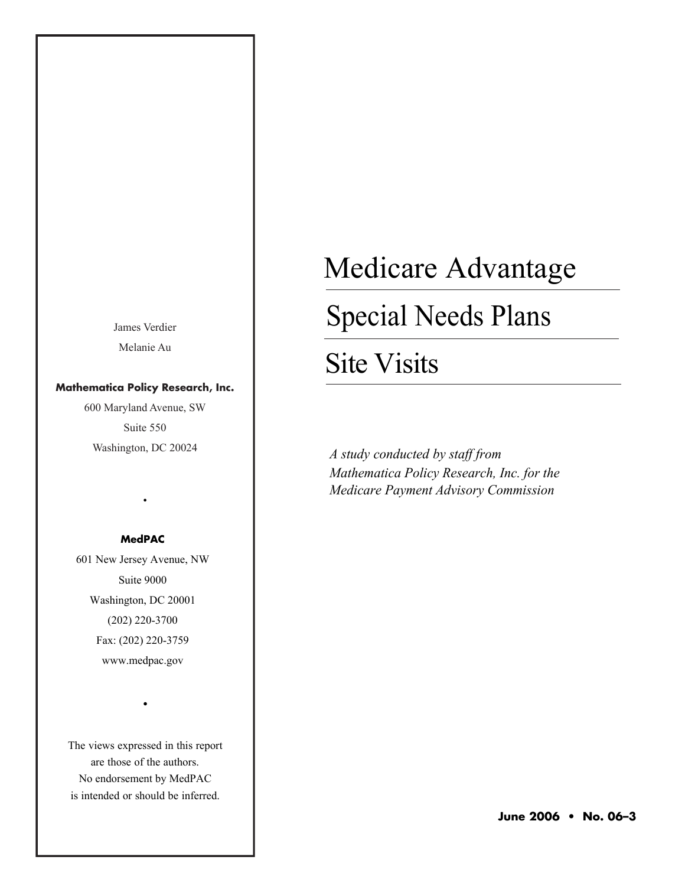# Medicare Advantage Special Needs Plans Site Visits

*A study conducted by staff from Mathematica Policy Research, Inc. for the Medicare Payment Advisory Commission*

James Verdier

Melanie Au

**Mathematica Policy Research, Inc.**

600 Maryland Avenue, SW

Suite 550

Washington, DC 20024

•

**MedPAC**

601 New Jersey Avenue, NW

Suite 9000

Washington, DC 20001

(202) 220-3700

Fax: (202) 220-3759

www.medpac.gov

•

The views expressed in this report are those of the authors. No endorsement by MedPAC is intended or should be inferred.

**June 2006 • No. 06–3**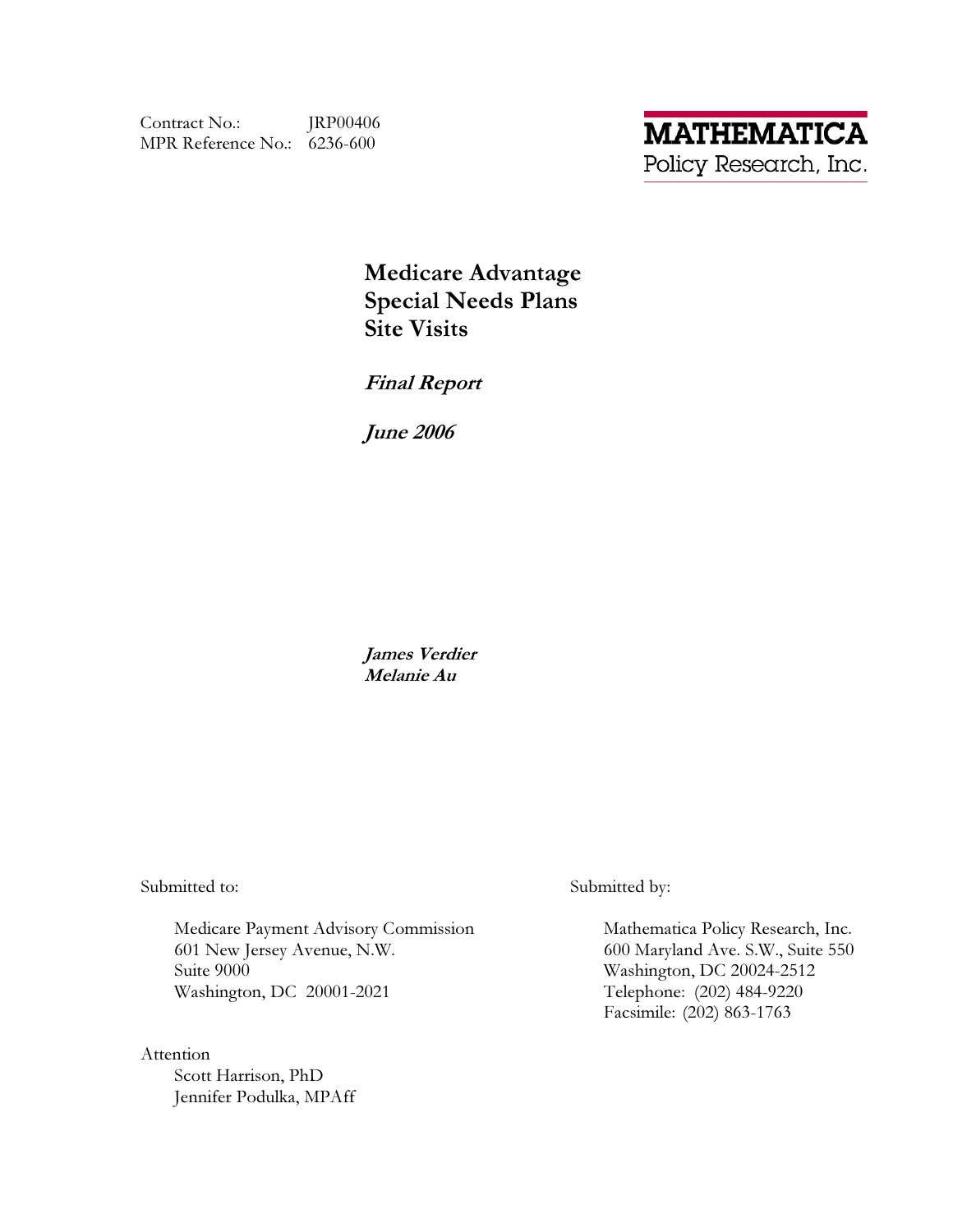Contract No.: JRP00406
MPR Reference No.: 6236-600

MATHEMATICA
Policy Research, Inc.

# Medicare Advantage Special Needs Plans Site Visits

***Final Report***

***June 2006***

***James Verdier***
***Melanie Au***

Submitted to:

Medicare Payment Advisory Commission
601 New Jersey Avenue, N.W.
Suite 9000
Washington, DC 20001-2021

Attention
Scott Harrison, PhD
Jennifer Podulka, MPAff

Submitted by:

Mathematica Policy Research, Inc.
600 Maryland Ave. S.W., Suite 550
Washington, DC 20024-2512
Telephone: (202) 484-9220
Facsimile: (202) 863-1763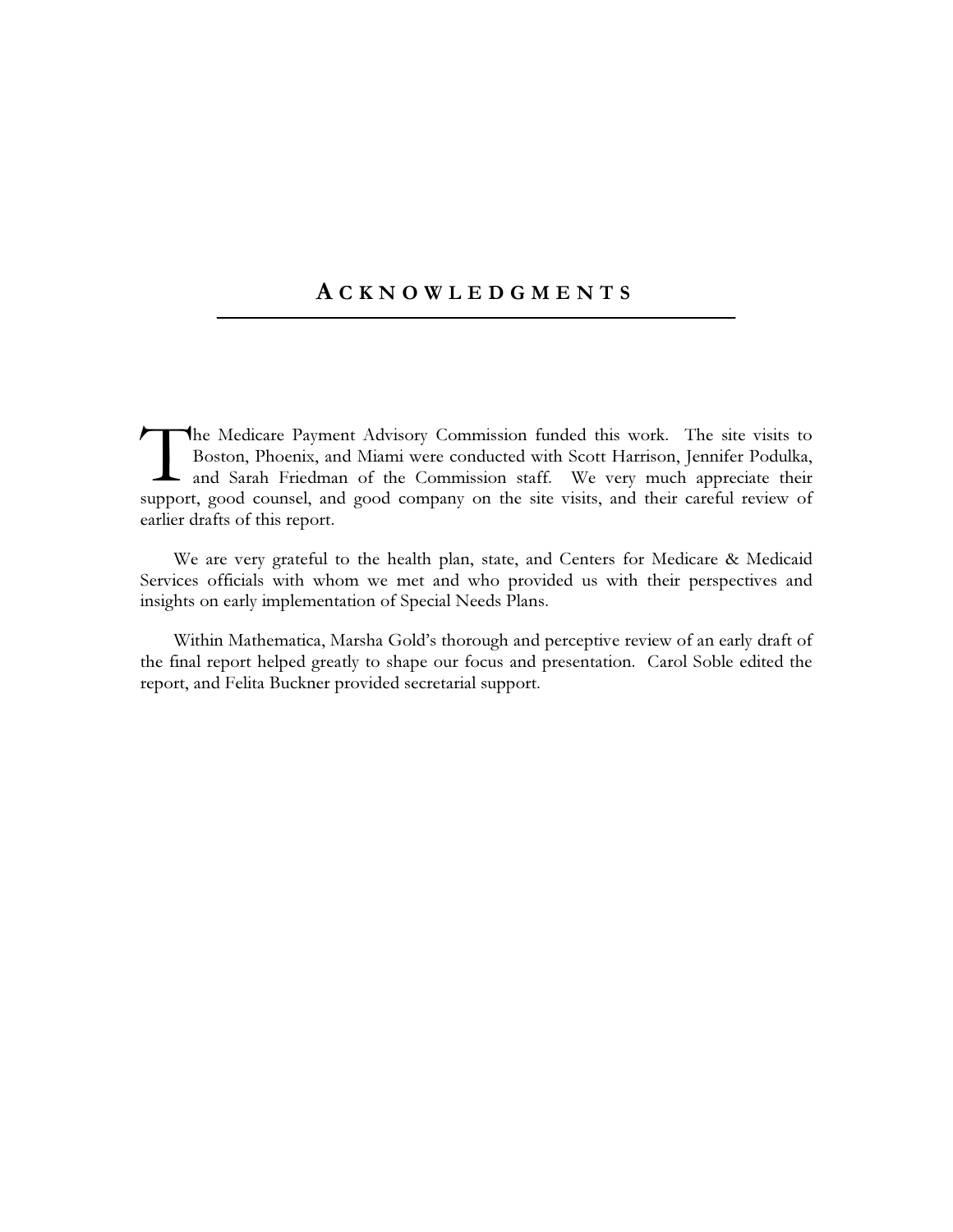## ACKNOWLEDGMENTS

The Medicare Payment Advisory Commission funded this work. The site visits to Boston, Phoenix, and Miami were conducted with Scott Harrison, Jennifer Podulka, and Sarah Friedman of the Commission staff. We very much appreciate their support, good counsel, and good company on the site visits, and their careful review of earlier drafts of this report.

We are very grateful to the health plan, state, and Centers for Medicare & Medicaid Services officials with whom we met and who provided us with their perspectives and insights on early implementation of Special Needs Plans.

Within Mathematica, Marsha Gold's thorough and perceptive review of an early draft of the final report helped greatly to shape our focus and presentation. Carol Soble edited the report, and Felita Buckner provided secretarial support.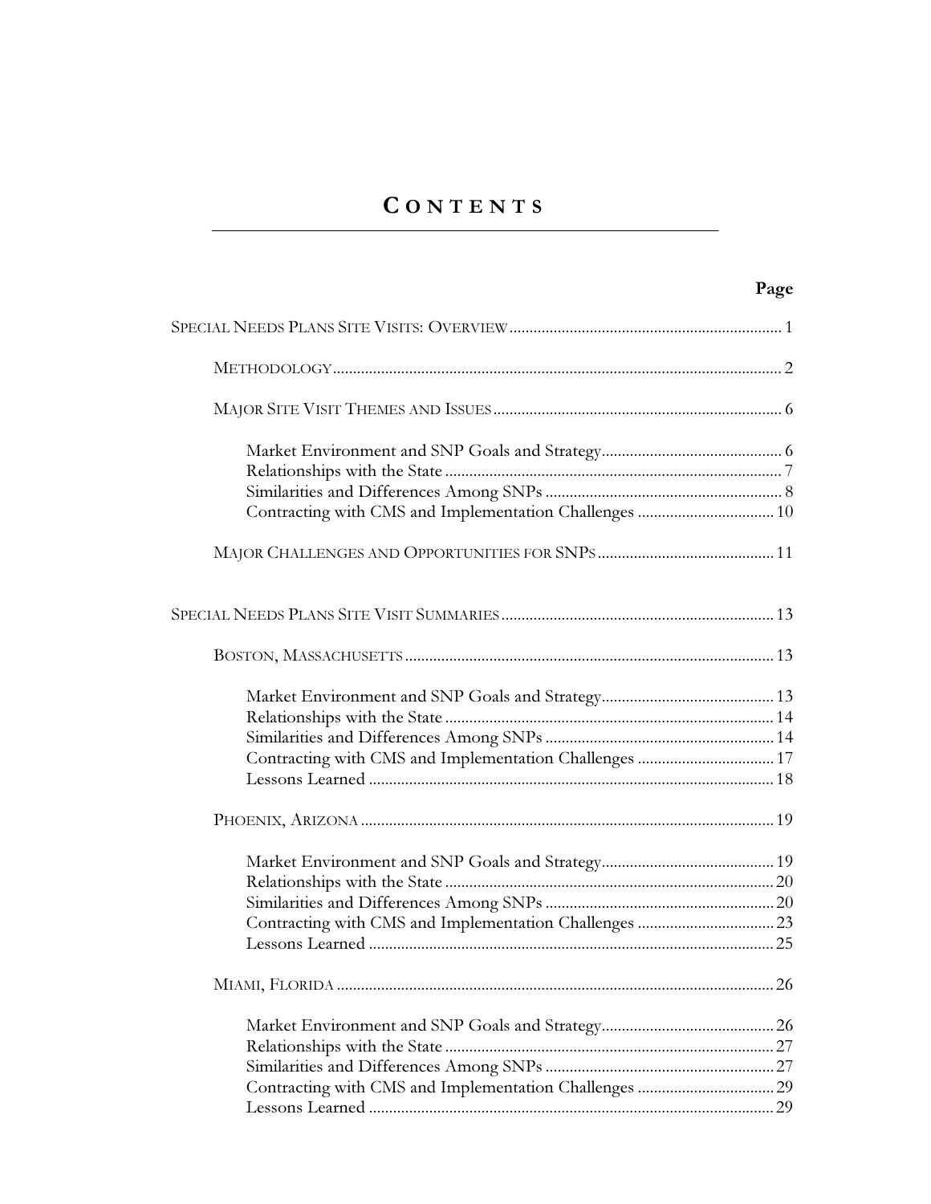# CONTENTS

**Page**

SPECIAL NEEDS PLANS SITE VISITS: OVERVIEW .................................................................... 1

METHODOLOGY ................................................................................................................ 2

MAJOR SITE VISIT THEMES AND ISSUES ........................................................................ 6

Market Environment and SNP Goals and Strategy ............................................. 6
Relationships with the State .................................................................................... 7
Similarities and Differences Among SNPs ............................................................ 8
Contracting with CMS and Implementation Challenges .................................. 10

MAJOR CHALLENGES AND OPPORTUNITIES FOR SNPS ............................................ 11

SPECIAL NEEDS PLANS SITE VISIT SUMMARIES .................................................................... 13

BOSTON, MASSACHUSETTS ............................................................................................ 13

Market Environment and SNP Goals and Strategy ........................................... 13
Relationships with the State .................................................................................. 14
Similarities and Differences Among SNPs .......................................................... 14
Contracting with CMS and Implementation Challenges .................................. 17
Lessons Learned ..................................................................................................... 18

PHOENIX, ARIZONA ....................................................................................................... 19

Market Environment and SNP Goals and Strategy ........................................... 19
Relationships with the State .................................................................................. 20
Similarities and Differences Among SNPs .......................................................... 20
Contracting with CMS and Implementation Challenges .................................. 23
Lessons Learned ..................................................................................................... 25

MIAMI, FLORIDA ............................................................................................................. 26

Market Environment and SNP Goals and Strategy ........................................... 26
Relationships with the State .................................................................................. 27
Similarities and Differences Among SNPs .......................................................... 27
Contracting with CMS and Implementation Challenges .................................. 29
Lessons Learned ..................................................................................................... 29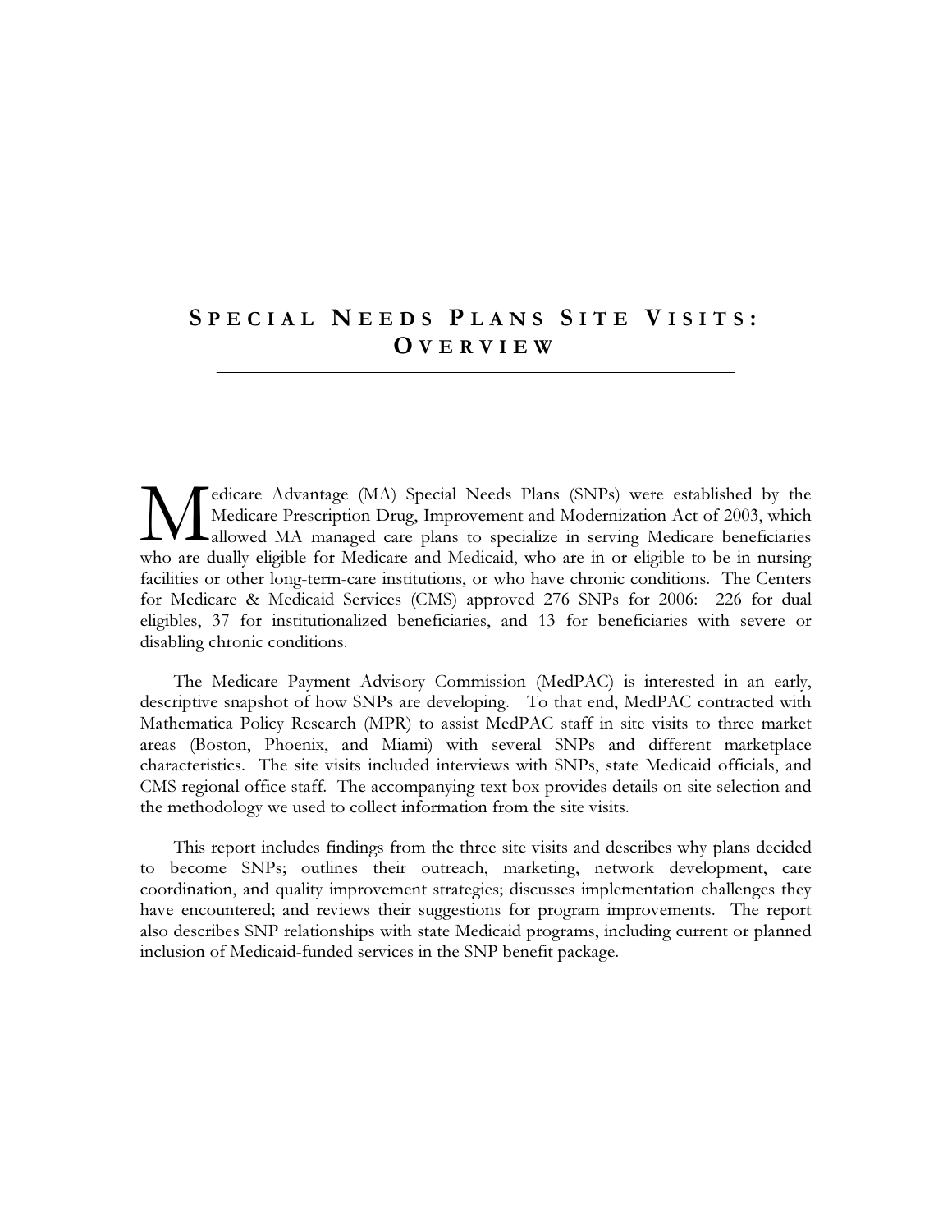# Special Needs Plans Site Visits: Overview

Medicare Advantage (MA) Special Needs Plans (SNPs) were established by the Medicare Prescription Drug, Improvement and Modernization Act of 2003, which allowed MA managed care plans to specialize in serving Medicare beneficiaries who are dually eligible for Medicare and Medicaid, who are in or eligible to be in nursing facilities or other long-term-care institutions, or who have chronic conditions. The Centers for Medicare & Medicaid Services (CMS) approved 276 SNPs for 2006: 226 for dual eligibles, 37 for institutionalized beneficiaries, and 13 for beneficiaries with severe or disabling chronic conditions.

The Medicare Payment Advisory Commission (MedPAC) is interested in an early, descriptive snapshot of how SNPs are developing. To that end, MedPAC contracted with Mathematica Policy Research (MPR) to assist MedPAC staff in site visits to three market areas (Boston, Phoenix, and Miami) with several SNPs and different marketplace characteristics. The site visits included interviews with SNPs, state Medicaid officials, and CMS regional office staff. The accompanying text box provides details on site selection and the methodology we used to collect information from the site visits.

This report includes findings from the three site visits and describes why plans decided to become SNPs; outlines their outreach, marketing, network development, care coordination, and quality improvement strategies; discusses implementation challenges they have encountered; and reviews their suggestions for program improvements. The report also describes SNP relationships with state Medicaid programs, including current or planned inclusion of Medicaid-funded services in the SNP benefit package.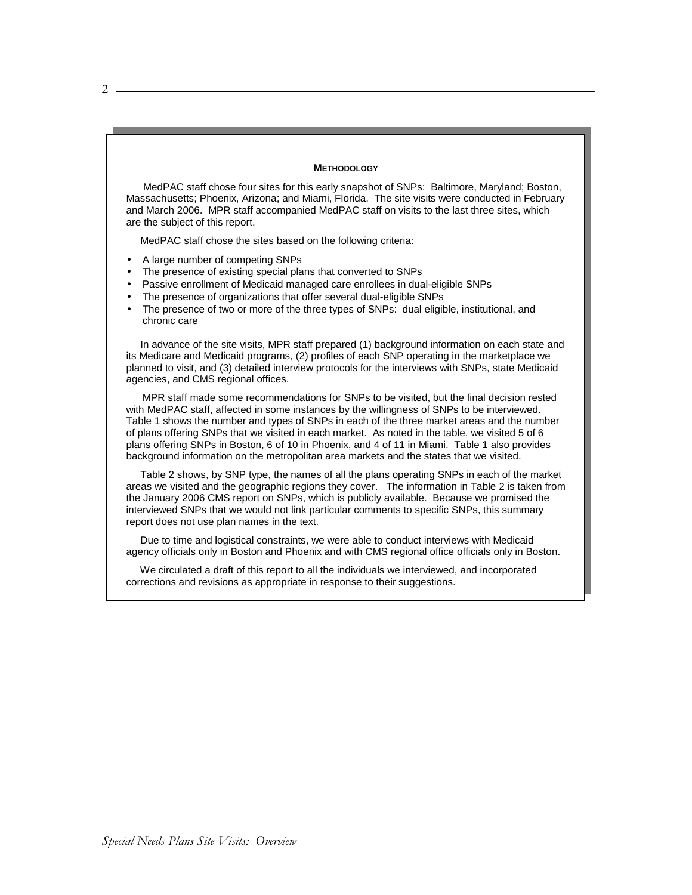### METHODOLOGY

MedPAC staff chose four sites for this early snapshot of SNPs: Baltimore, Maryland; Boston, Massachusetts; Phoenix, Arizona; and Miami, Florida. The site visits were conducted in February and March 2006. MPR staff accompanied MedPAC staff on visits to the last three sites, which are the subject of this report.

MedPAC staff chose the sites based on the following criteria:

- A large number of competing SNPs
- The presence of existing special plans that converted to SNPs
- Passive enrollment of Medicaid managed care enrollees in dual-eligible SNPs
- The presence of organizations that offer several dual-eligible SNPs
- The presence of two or more of the three types of SNPs: dual eligible, institutional, and chronic care

In advance of the site visits, MPR staff prepared (1) background information on each state and its Medicare and Medicaid programs, (2) profiles of each SNP operating in the marketplace we planned to visit, and (3) detailed interview protocols for the interviews with SNPs, state Medicaid agencies, and CMS regional offices.

MPR staff made some recommendations for SNPs to be visited, but the final decision rested with MedPAC staff, affected in some instances by the willingness of SNPs to be interviewed. Table 1 shows the number and types of SNPs in each of the three market areas and the number of plans offering SNPs that we visited in each market. As noted in the table, we visited 5 of 6 plans offering SNPs in Boston, 6 of 10 in Phoenix, and 4 of 11 in Miami. Table 1 also provides background information on the metropolitan area markets and the states that we visited.

Table 2 shows, by SNP type, the names of all the plans operating SNPs in each of the market areas we visited and the geographic regions they cover. The information in Table 2 is taken from the January 2006 CMS report on SNPs, which is publicly available. Because we promised the interviewed SNPs that we would not link particular comments to specific SNPs, this summary report does not use plan names in the text.

Due to time and logistical constraints, we were able to conduct interviews with Medicaid agency officials only in Boston and Phoenix and with CMS regional office officials only in Boston.

We circulated a draft of this report to all the individuals we interviewed, and incorporated corrections and revisions as appropriate in response to their suggestions.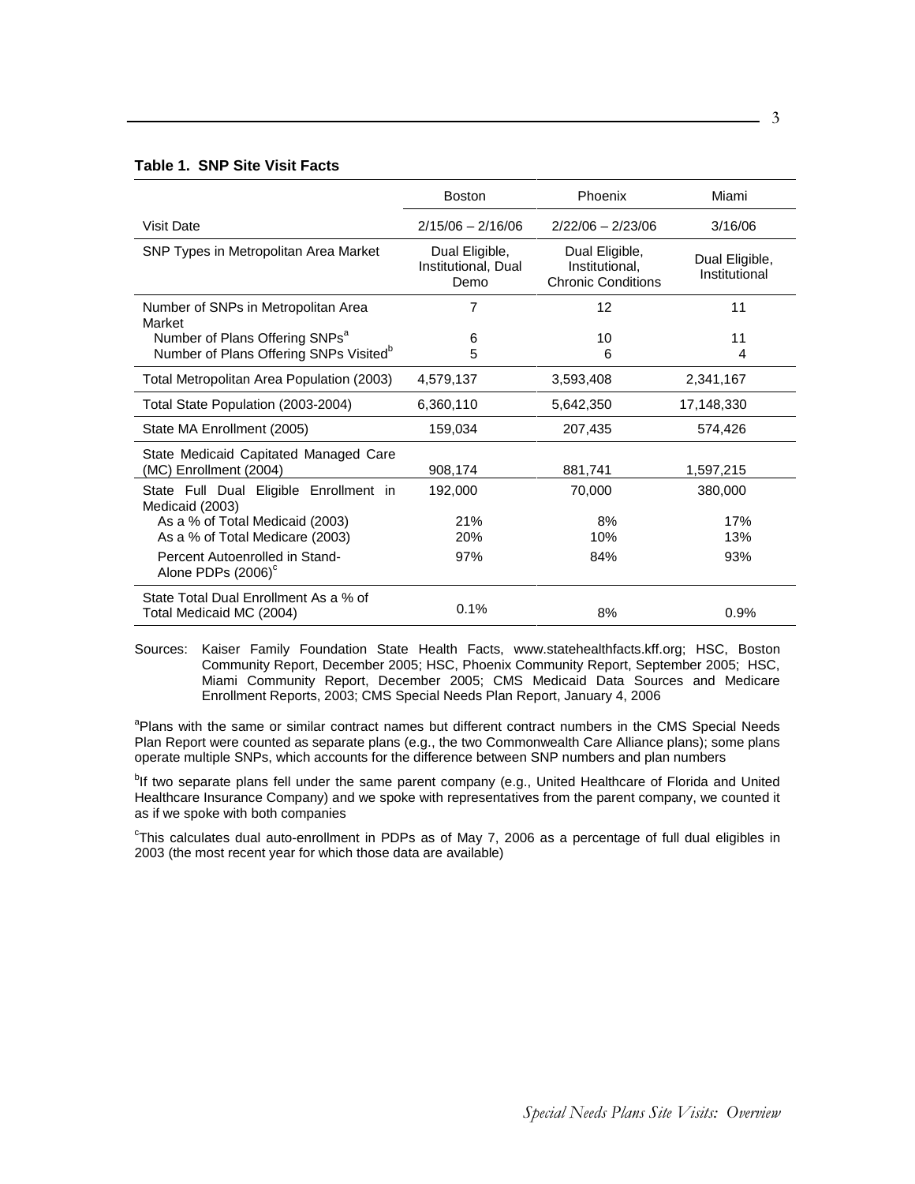**Table 1. SNP Site Visit Facts**

| | Boston | Phoenix | Miami |
|---|---|---|---|
| Visit Date | 2/15/06 – 2/16/06 | 2/22/06 – 2/23/06 | 3/16/06 |
| SNP Types in Metropolitan Area Market | Dual Eligible, Institutional, Dual Demo | Dual Eligible, Institutional, Chronic Conditions | Dual Eligible, Institutional |
| Number of SNPs in Metropolitan Area Market | 7 | 12 | 11 |
| Number of Plans Offering SNPs[a] | 6 | 10 | 11 |
| Number of Plans Offering SNPs Visited[b] | 5 | 6 | 4 |
| Total Metropolitan Area Population (2003) | 4,579,137 | 3,593,408 | 2,341,167 |
| Total State Population (2003-2004) | 6,360,110 | 5,642,350 | 17,148,330 |
| State MA Enrollment (2005) | 159,034 | 207,435 | 574,426 |
| State Medicaid Capitated Managed Care (MC) Enrollment (2004) | 908,174 | 881,741 | 1,597,215 |
| State Full Dual Eligible Enrollment in Medicaid (2003) | 192,000 | 70,000 | 380,000 |
| As a % of Total Medicaid (2003) | 21% | 8% | 17% |
| As a % of Total Medicare (2003) | 20% | 10% | 13% |
| Percent Autoenrolled in Stand-Alone PDPs (2006)[c] | 97% | 84% | 93% |
| State Total Dual Enrollment As a % of Total Medicaid MC (2004) | 0.1% | 8% | 0.9% |

Sources: Kaiser Family Foundation State Health Facts, www.statehealthfacts.kff.org; HSC, Boston Community Report, December 2005; HSC, Phoenix Community Report, September 2005; HSC, Miami Community Report, December 2005; CMS Medicaid Data Sources and Medicare Enrollment Reports, 2003; CMS Special Needs Plan Report, January 4, 2006

[a]Plans with the same or similar contract names but different contract numbers in the CMS Special Needs Plan Report were counted as separate plans (e.g., the two Commonwealth Care Alliance plans); some plans operate multiple SNPs, which accounts for the difference between SNP numbers and plan numbers

[b]If two separate plans fell under the same parent company (e.g., United Healthcare of Florida and United Healthcare Insurance Company) and we spoke with representatives from the parent company, we counted it as if we spoke with both companies

[c]This calculates dual auto-enrollment in PDPs as of May 7, 2006 as a percentage of full dual eligibles in 2003 (the most recent year for which those data are available)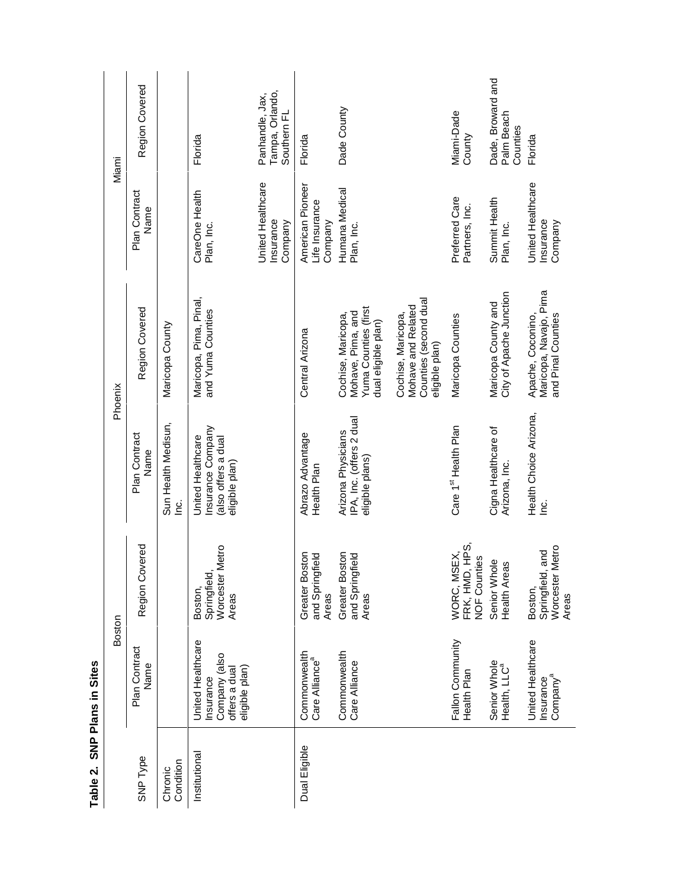**Table 2. SNP Plans in Sites**

| SNP Type | Boston | | Phoenix | | Miami | |
|---|---|---|---|---|---|---|
| | Plan Contract Name | Region Covered | Plan Contract Name | Region Covered | Plan Contract Name | Region Covered |
| Chronic Condition | | | Sun Health Medisun, Inc. | Maricopa County | | |
| Institutional | United Healthcare Insurance Company (also offers a dual eligible plan) | Boston, Springfield, Worcester Metro Areas | United Healthcare Insurance Company (also offers a dual eligible plan) | Maricopa, Pima, Pinal, and Yuma Counties | CareOne Health Plan, Inc. | Florida |
| | | | | | United Healthcare Insurance Company | Panhandle, Jax, Tampa, Orlando, Southern FL |
| Dual Eligible | Commonwealth Care Alliance[a] | Greater Boston and Springfield Areas | Abrazo Advantage Health Plan | Central Arizona | American Pioneer Life Insurance Company | Florida |
| | Commonwealth Care Alliance | Greater Boston and Springfield Areas | Arizona Physicians IPA, Inc. (offers 2 dual eligible plans) | Cochise, Maricopa, Mohave, Pima, and Yuma Counties (first dual eligible plan) | Humana Medical Plan, Inc. | Dade County |
| | | | | Cochise, Maricopa, Mohave and Related Counties (second dual eligible plan) | | |
| | Fallon Community Health Plan | WORC, MSEX, FRK, HMD, HPS, NOF Counties | Care 1[st] Health Plan | Maricopa Counties | Preferred Care Partners, Inc. | Miami-Dade County |
| | Senior Whole Health, LLC[a] | Senior Whole Health Areas | Cigna Healthcare of Arizona, Inc. | Maricopa County and City of Apache Junction | Summit Health Plan, Inc. | Dade, Broward and Palm Beach Counties |
| | United Healthcare Insurance Company[a] | Boston, Springfield, and Worcester Metro Areas | Health Choice Arizona, Inc. | Apache, Coconino, Maricopa, Navajo, Pima and Pinal Counties | United Healthcare Insurance Company | Florida |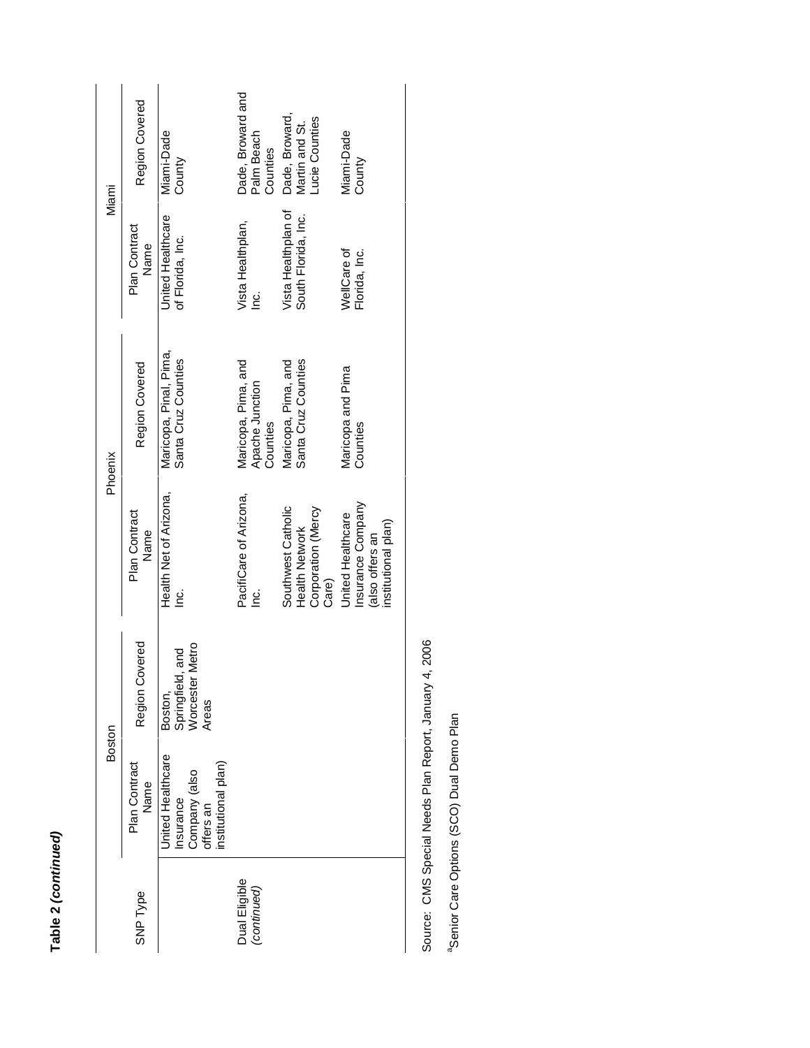**Table 2 *(continued)***

| SNP Type | Boston | | Phoenix | | Miami | |
|---|---|---|---|---|---|---|
| | Plan Contract Name | Region Covered | Plan Contract Name | Region Covered | Plan Contract Name | Region Covered |
| | United Healthcare Insurance Company (also offers an institutional plan) | Boston, Springfield, and Worcester Metro Areas | Health Net of Arizona, Inc. | Maricopa, Pinal, Pima, Santa Cruz Counties | United Healthcare of Florida, Inc. | Miami-Dade County |
| Dual Eligible *(continued)* | | | PacifiCare of Arizona, Inc. | Maricopa, Pima, and Apache Junction Counties | Vista Healthplan, Inc. | Dade, Broward and Palm Beach Counties |
| | | | Southwest Catholic Health Network Corporation (Mercy Care) | Maricopa, Pima, and Santa Cruz Counties | Vista Healthplan of South Florida, Inc. | Dade, Broward, Martin and St. Lucie Counties |
| | | | United Healthcare Insurance Company (also offers an institutional plan) | Maricopa and Pima Counties | WellCare of Florida, Inc. | Miami-Dade County |

Source: CMS Special Needs Plan Report, January 4, 2006

[a]Senior Care Options (SCO) Dual Demo Plan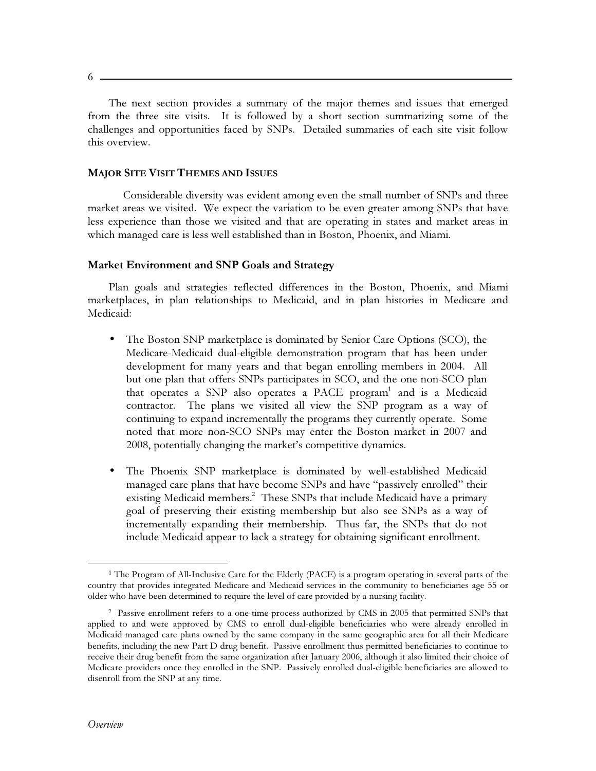The next section provides a summary of the major themes and issues that emerged from the three site visits. It is followed by a short section summarizing some of the challenges and opportunities faced by SNPs. Detailed summaries of each site visit follow this overview.

## MAJOR SITE VISIT THEMES AND ISSUES

Considerable diversity was evident among even the small number of SNPs and three market areas we visited. We expect the variation to be even greater among SNPs that have less experience than those we visited and that are operating in states and market areas in which managed care is less well established than in Boston, Phoenix, and Miami.

### Market Environment and SNP Goals and Strategy

Plan goals and strategies reflected differences in the Boston, Phoenix, and Miami marketplaces, in plan relationships to Medicaid, and in plan histories in Medicare and Medicaid:

- The Boston SNP marketplace is dominated by Senior Care Options (SCO), the Medicare-Medicaid dual-eligible demonstration program that has been under development for many years and that began enrolling members in 2004. All but one plan that offers SNPs participates in SCO, and the one non-SCO plan that operates a SNP also operates a PACE program[1] and is a Medicaid contractor. The plans we visited all view the SNP program as a way of continuing to expand incrementally the programs they currently operate. Some noted that more non-SCO SNPs may enter the Boston market in 2007 and 2008, potentially changing the market's competitive dynamics.

- The Phoenix SNP marketplace is dominated by well-established Medicaid managed care plans that have become SNPs and have "passively enrolled" their existing Medicaid members.[2] These SNPs that include Medicaid have a primary goal of preserving their existing membership but also see SNPs as a way of incrementally expanding their membership. Thus far, the SNPs that do not include Medicaid appear to lack a strategy for obtaining significant enrollment.

---

[1] The Program of All-Inclusive Care for the Elderly (PACE) is a program operating in several parts of the country that provides integrated Medicare and Medicaid services in the community to beneficiaries age 55 or older who have been determined to require the level of care provided by a nursing facility.

[2] Passive enrollment refers to a one-time process authorized by CMS in 2005 that permitted SNPs that applied to and were approved by CMS to enroll dual-eligible beneficiaries who were already enrolled in Medicaid managed care plans owned by the same company in the same geographic area for all their Medicare benefits, including the new Part D drug benefit. Passive enrollment thus permitted beneficiaries to continue to receive their drug benefit from the same organization after January 2006, although it also limited their choice of Medicare providers once they enrolled in the SNP. Passively enrolled dual-eligible beneficiaries are allowed to disenroll from the SNP at any time.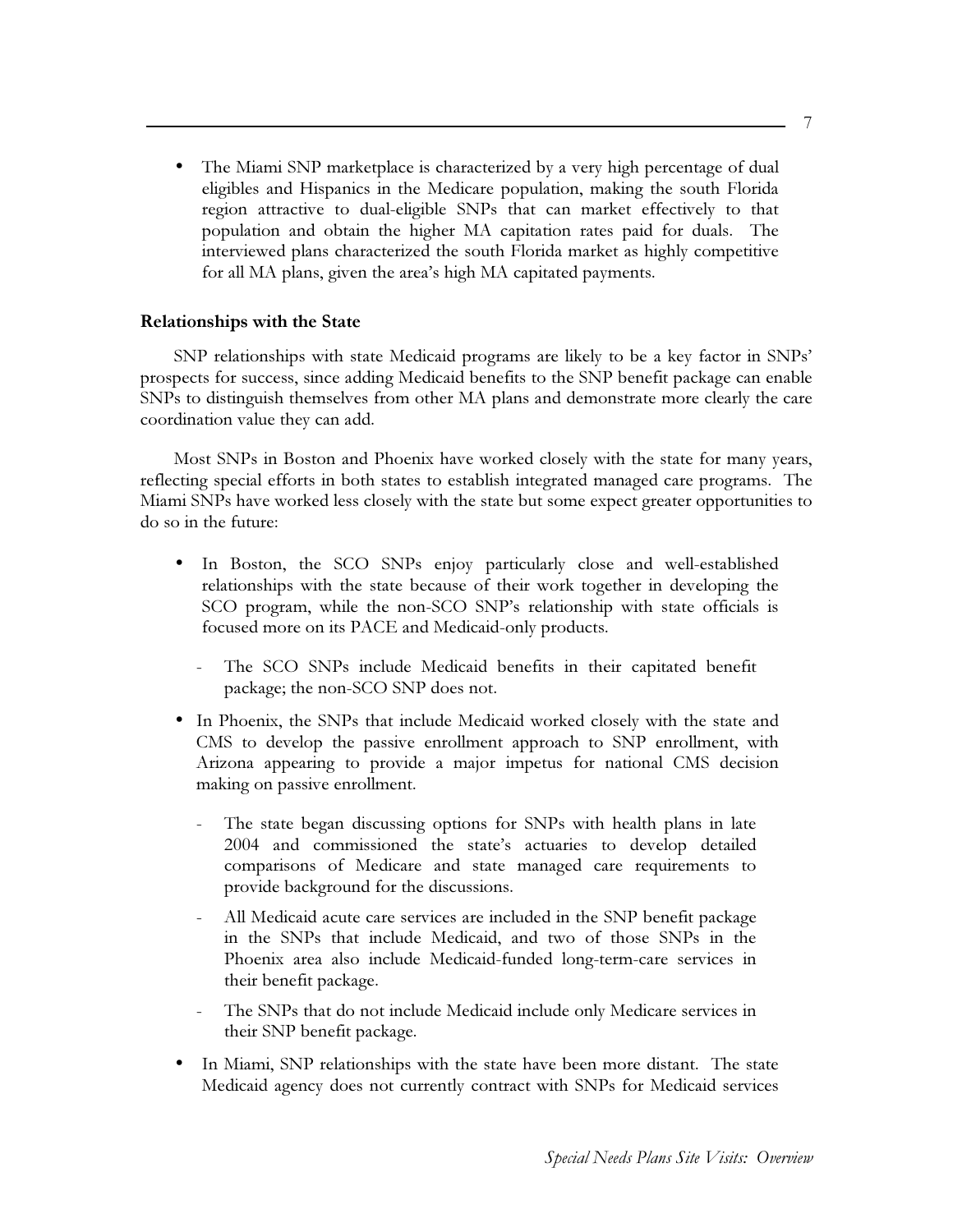- The Miami SNP marketplace is characterized by a very high percentage of dual eligibles and Hispanics in the Medicare population, making the south Florida region attractive to dual-eligible SNPs that can market effectively to that population and obtain the higher MA capitation rates paid for duals. The interviewed plans characterized the south Florida market as highly competitive for all MA plans, given the area's high MA capitated payments.

**Relationships with the State**

SNP relationships with state Medicaid programs are likely to be a key factor in SNPs' prospects for success, since adding Medicaid benefits to the SNP benefit package can enable SNPs to distinguish themselves from other MA plans and demonstrate more clearly the care coordination value they can add.

Most SNPs in Boston and Phoenix have worked closely with the state for many years, reflecting special efforts in both states to establish integrated managed care programs. The Miami SNPs have worked less closely with the state but some expect greater opportunities to do so in the future:

- In Boston, the SCO SNPs enjoy particularly close and well-established relationships with the state because of their work together in developing the SCO program, while the non-SCO SNP's relationship with state officials is focused more on its PACE and Medicaid-only products.
  - The SCO SNPs include Medicaid benefits in their capitated benefit package; the non-SCO SNP does not.
- In Phoenix, the SNPs that include Medicaid worked closely with the state and CMS to develop the passive enrollment approach to SNP enrollment, with Arizona appearing to provide a major impetus for national CMS decision making on passive enrollment.
  - The state began discussing options for SNPs with health plans in late 2004 and commissioned the state's actuaries to develop detailed comparisons of Medicare and state managed care requirements to provide background for the discussions.
  - All Medicaid acute care services are included in the SNP benefit package in the SNPs that include Medicaid, and two of those SNPs in the Phoenix area also include Medicaid-funded long-term-care services in their benefit package.
  - The SNPs that do not include Medicaid include only Medicare services in their SNP benefit package.
- In Miami, SNP relationships with the state have been more distant. The state Medicaid agency does not currently contract with SNPs for Medicaid services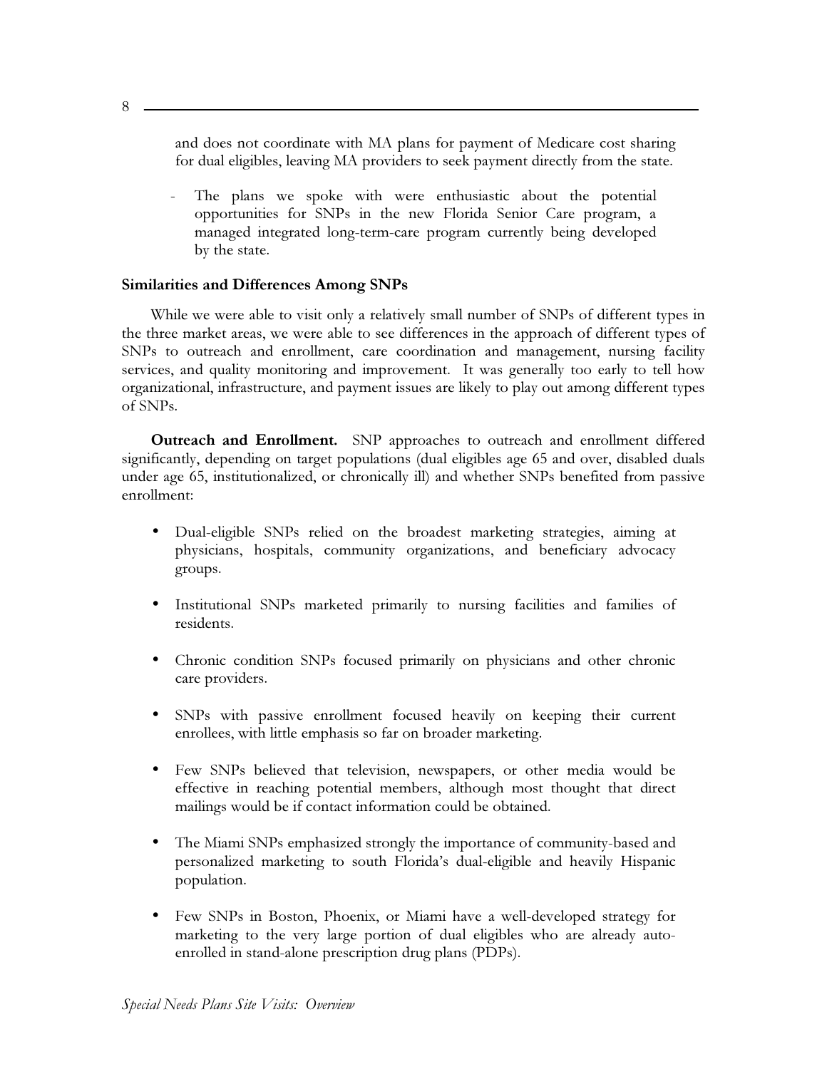and does not coordinate with MA plans for payment of Medicare cost sharing for dual eligibles, leaving MA providers to seek payment directly from the state.

- The plans we spoke with were enthusiastic about the potential opportunities for SNPs in the new Florida Senior Care program, a managed integrated long-term-care program currently being developed by the state.

**Similarities and Differences Among SNPs**

While we were able to visit only a relatively small number of SNPs of different types in the three market areas, we were able to see differences in the approach of different types of SNPs to outreach and enrollment, care coordination and management, nursing facility services, and quality monitoring and improvement. It was generally too early to tell how organizational, infrastructure, and payment issues are likely to play out among different types of SNPs.

**Outreach and Enrollment.** SNP approaches to outreach and enrollment differed significantly, depending on target populations (dual eligibles age 65 and over, disabled duals under age 65, institutionalized, or chronically ill) and whether SNPs benefited from passive enrollment:

- Dual-eligible SNPs relied on the broadest marketing strategies, aiming at physicians, hospitals, community organizations, and beneficiary advocacy groups.

- Institutional SNPs marketed primarily to nursing facilities and families of residents.

- Chronic condition SNPs focused primarily on physicians and other chronic care providers.

- SNPs with passive enrollment focused heavily on keeping their current enrollees, with little emphasis so far on broader marketing.

- Few SNPs believed that television, newspapers, or other media would be effective in reaching potential members, although most thought that direct mailings would be if contact information could be obtained.

- The Miami SNPs emphasized strongly the importance of community-based and personalized marketing to south Florida's dual-eligible and heavily Hispanic population.

- Few SNPs in Boston, Phoenix, or Miami have a well-developed strategy for marketing to the very large portion of dual eligibles who are already auto-enrolled in stand-alone prescription drug plans (PDPs).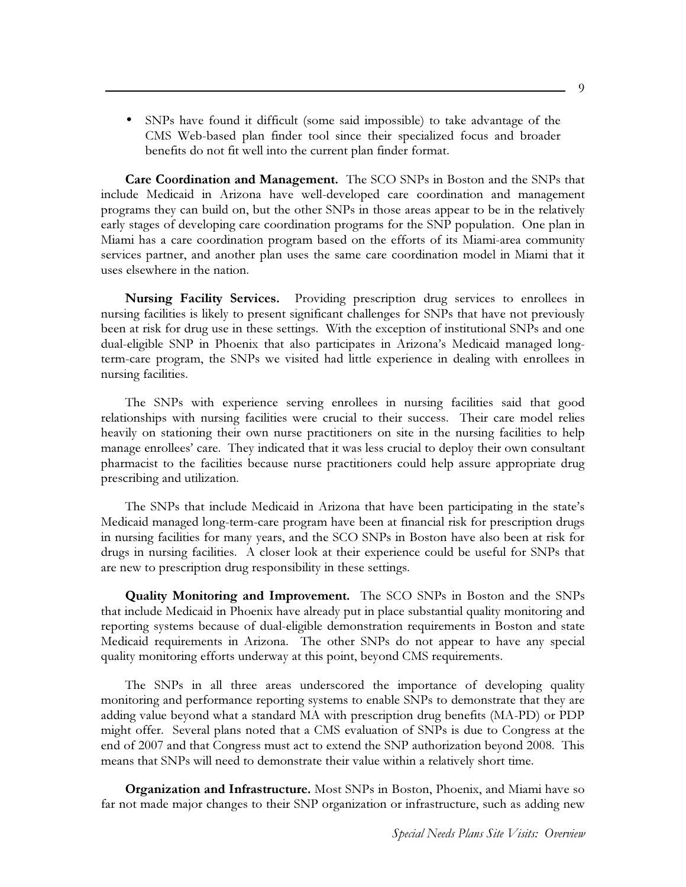- SNPs have found it difficult (some said impossible) to take advantage of the CMS Web-based plan finder tool since their specialized focus and broader benefits do not fit well into the current plan finder format.

**Care Coordination and Management.** The SCO SNPs in Boston and the SNPs that include Medicaid in Arizona have well-developed care coordination and management programs they can build on, but the other SNPs in those areas appear to be in the relatively early stages of developing care coordination programs for the SNP population. One plan in Miami has a care coordination program based on the efforts of its Miami-area community services partner, and another plan uses the same care coordination model in Miami that it uses elsewhere in the nation.

**Nursing Facility Services.** Providing prescription drug services to enrollees in nursing facilities is likely to present significant challenges for SNPs that have not previously been at risk for drug use in these settings. With the exception of institutional SNPs and one dual-eligible SNP in Phoenix that also participates in Arizona's Medicaid managed long-term-care program, the SNPs we visited had little experience in dealing with enrollees in nursing facilities.

The SNPs with experience serving enrollees in nursing facilities said that good relationships with nursing facilities were crucial to their success. Their care model relies heavily on stationing their own nurse practitioners on site in the nursing facilities to help manage enrollees' care. They indicated that it was less crucial to deploy their own consultant pharmacist to the facilities because nurse practitioners could help assure appropriate drug prescribing and utilization.

The SNPs that include Medicaid in Arizona that have been participating in the state's Medicaid managed long-term-care program have been at financial risk for prescription drugs in nursing facilities for many years, and the SCO SNPs in Boston have also been at risk for drugs in nursing facilities. A closer look at their experience could be useful for SNPs that are new to prescription drug responsibility in these settings.

**Quality Monitoring and Improvement.** The SCO SNPs in Boston and the SNPs that include Medicaid in Phoenix have already put in place substantial quality monitoring and reporting systems because of dual-eligible demonstration requirements in Boston and state Medicaid requirements in Arizona. The other SNPs do not appear to have any special quality monitoring efforts underway at this point, beyond CMS requirements.

The SNPs in all three areas underscored the importance of developing quality monitoring and performance reporting systems to enable SNPs to demonstrate that they are adding value beyond what a standard MA with prescription drug benefits (MA-PD) or PDP might offer. Several plans noted that a CMS evaluation of SNPs is due to Congress at the end of 2007 and that Congress must act to extend the SNP authorization beyond 2008. This means that SNPs will need to demonstrate their value within a relatively short time.

**Organization and Infrastructure.** Most SNPs in Boston, Phoenix, and Miami have so far not made major changes to their SNP organization or infrastructure, such as adding new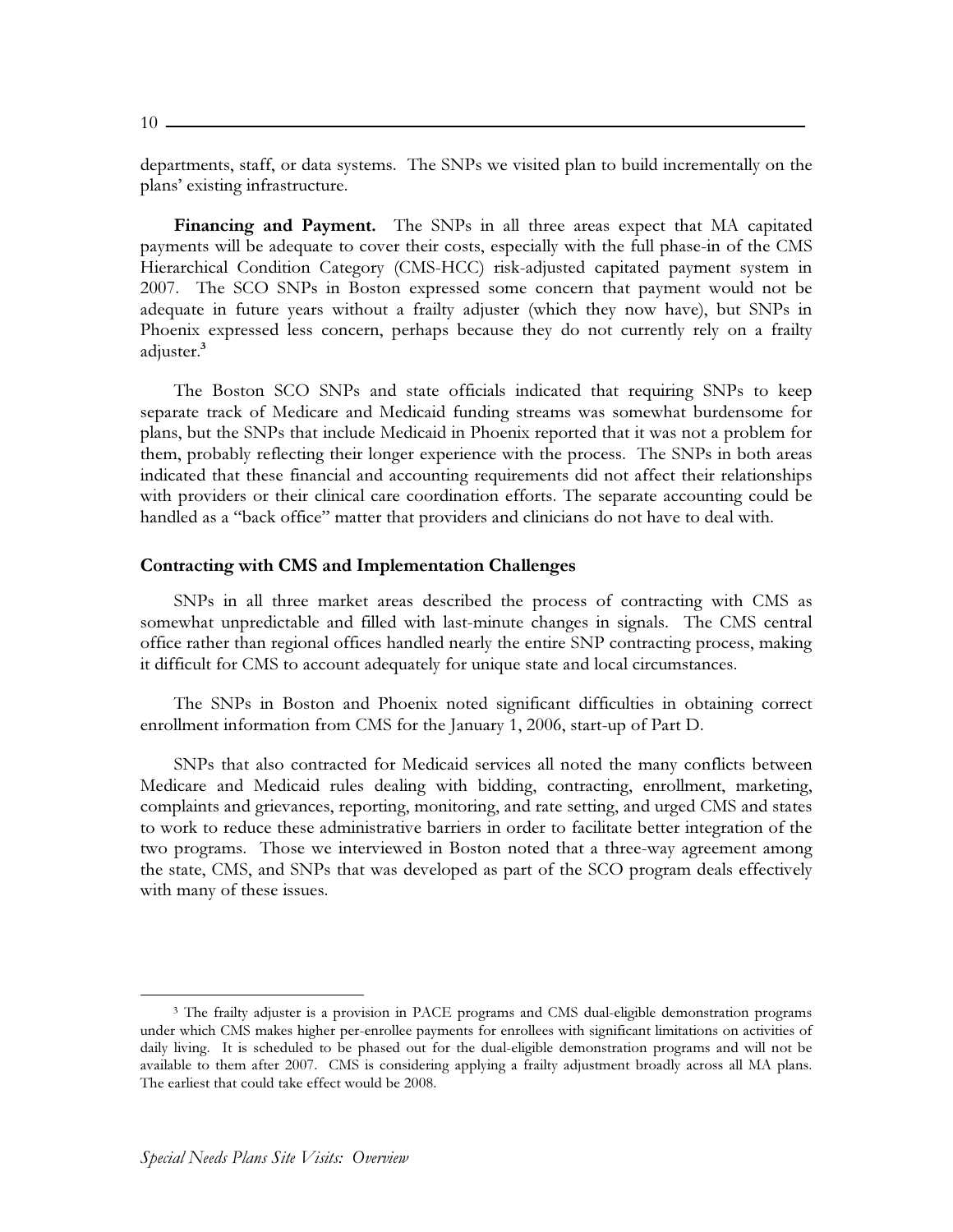departments, staff, or data systems. The SNPs we visited plan to build incrementally on the plans' existing infrastructure.

**Financing and Payment.** The SNPs in all three areas expect that MA capitated payments will be adequate to cover their costs, especially with the full phase-in of the CMS Hierarchical Condition Category (CMS-HCC) risk-adjusted capitated payment system in 2007. The SCO SNPs in Boston expressed some concern that payment would not be adequate in future years without a frailty adjuster (which they now have), but SNPs in Phoenix expressed less concern, perhaps because they do not currently rely on a frailty adjuster.[3]

The Boston SCO SNPs and state officials indicated that requiring SNPs to keep separate track of Medicare and Medicaid funding streams was somewhat burdensome for plans, but the SNPs that include Medicaid in Phoenix reported that it was not a problem for them, probably reflecting their longer experience with the process. The SNPs in both areas indicated that these financial and accounting requirements did not affect their relationships with providers or their clinical care coordination efforts. The separate accounting could be handled as a "back office" matter that providers and clinicians do not have to deal with.

### Contracting with CMS and Implementation Challenges

SNPs in all three market areas described the process of contracting with CMS as somewhat unpredictable and filled with last-minute changes in signals. The CMS central office rather than regional offices handled nearly the entire SNP contracting process, making it difficult for CMS to account adequately for unique state and local circumstances.

The SNPs in Boston and Phoenix noted significant difficulties in obtaining correct enrollment information from CMS for the January 1, 2006, start-up of Part D.

SNPs that also contracted for Medicaid services all noted the many conflicts between Medicare and Medicaid rules dealing with bidding, contracting, enrollment, marketing, complaints and grievances, reporting, monitoring, and rate setting, and urged CMS and states to work to reduce these administrative barriers in order to facilitate better integration of the two programs. Those we interviewed in Boston noted that a three-way agreement among the state, CMS, and SNPs that was developed as part of the SCO program deals effectively with many of these issues.

---

[3] The frailty adjuster is a provision in PACE programs and CMS dual-eligible demonstration programs under which CMS makes higher per-enrollee payments for enrollees with significant limitations on activities of daily living. It is scheduled to be phased out for the dual-eligible demonstration programs and will not be available to them after 2007. CMS is considering applying a frailty adjustment broadly across all MA plans. The earliest that could take effect would be 2008.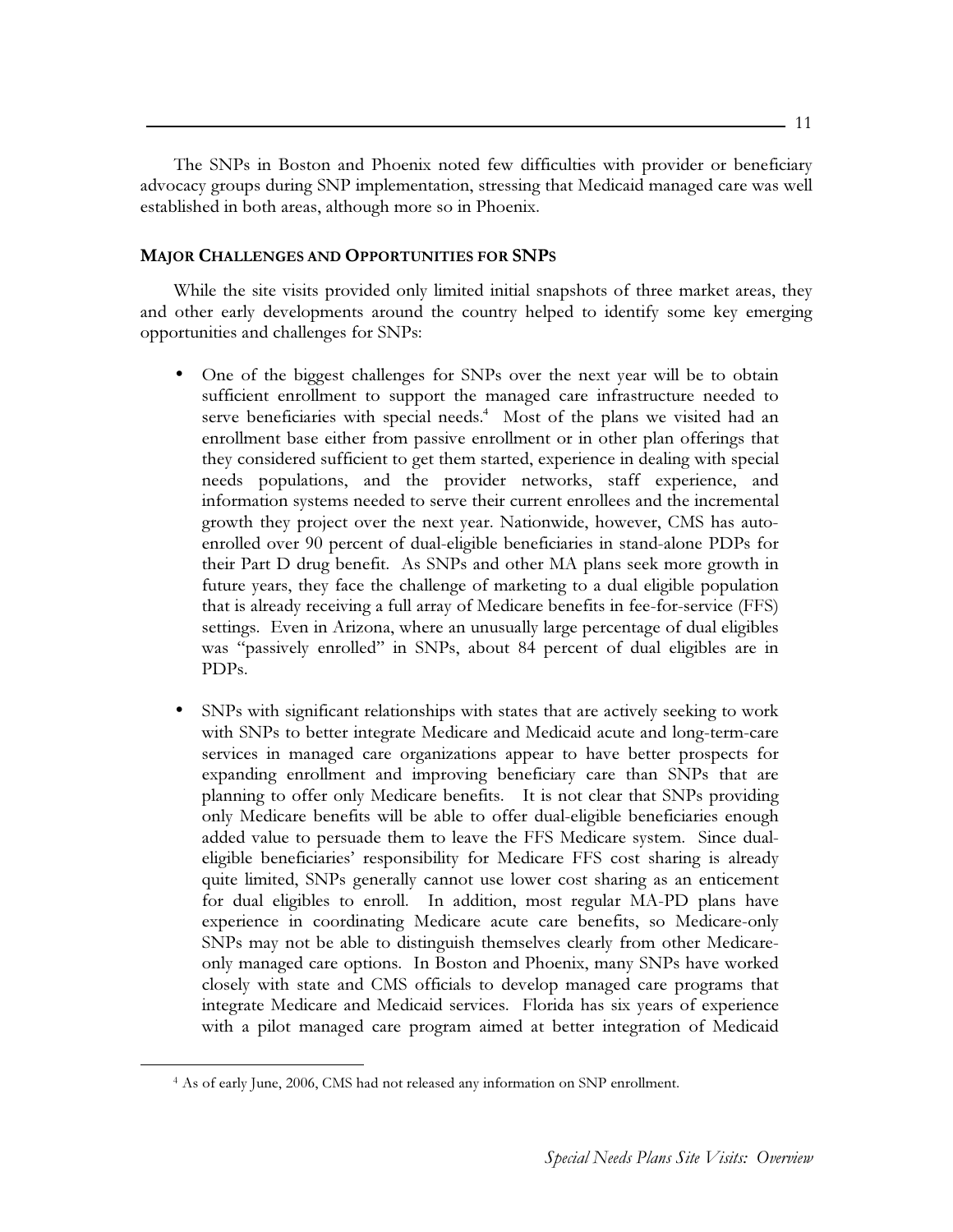The SNPs in Boston and Phoenix noted few difficulties with provider or beneficiary advocacy groups during SNP implementation, stressing that Medicaid managed care was well established in both areas, although more so in Phoenix.

## MAJOR CHALLENGES AND OPPORTUNITIES FOR SNPS

While the site visits provided only limited initial snapshots of three market areas, they and other early developments around the country helped to identify some key emerging opportunities and challenges for SNPs:

- One of the biggest challenges for SNPs over the next year will be to obtain sufficient enrollment to support the managed care infrastructure needed to serve beneficiaries with special needs.[4] Most of the plans we visited had an enrollment base either from passive enrollment or in other plan offerings that they considered sufficient to get them started, experience in dealing with special needs populations, and the provider networks, staff experience, and information systems needed to serve their current enrollees and the incremental growth they project over the next year. Nationwide, however, CMS has auto-enrolled over 90 percent of dual-eligible beneficiaries in stand-alone PDPs for their Part D drug benefit. As SNPs and other MA plans seek more growth in future years, they face the challenge of marketing to a dual eligible population that is already receiving a full array of Medicare benefits in fee-for-service (FFS) settings. Even in Arizona, where an unusually large percentage of dual eligibles was "passively enrolled" in SNPs, about 84 percent of dual eligibles are in PDPs.

- SNPs with significant relationships with states that are actively seeking to work with SNPs to better integrate Medicare and Medicaid acute and long-term-care services in managed care organizations appear to have better prospects for expanding enrollment and improving beneficiary care than SNPs that are planning to offer only Medicare benefits. It is not clear that SNPs providing only Medicare benefits will be able to offer dual-eligible beneficiaries enough added value to persuade them to leave the FFS Medicare system. Since dual-eligible beneficiaries' responsibility for Medicare FFS cost sharing is already quite limited, SNPs generally cannot use lower cost sharing as an enticement for dual eligibles to enroll. In addition, most regular MA-PD plans have experience in coordinating Medicare acute care benefits, so Medicare-only SNPs may not be able to distinguish themselves clearly from other Medicare-only managed care options. In Boston and Phoenix, many SNPs have worked closely with state and CMS officials to develop managed care programs that integrate Medicare and Medicaid services. Florida has six years of experience with a pilot managed care program aimed at better integration of Medicaid

[4] As of early June, 2006, CMS had not released any information on SNP enrollment.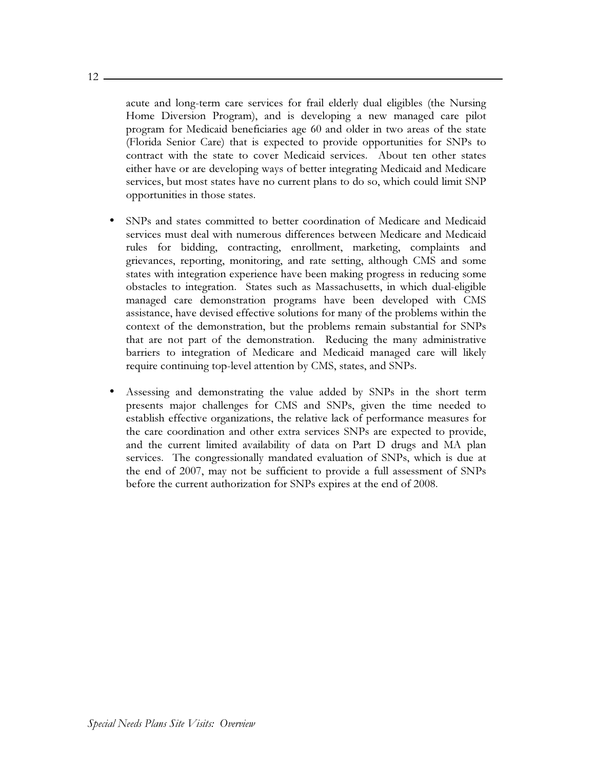acute and long-term care services for frail elderly dual eligibles (the Nursing Home Diversion Program), and is developing a new managed care pilot program for Medicaid beneficiaries age 60 and older in two areas of the state (Florida Senior Care) that is expected to provide opportunities for SNPs to contract with the state to cover Medicaid services. About ten other states either have or are developing ways of better integrating Medicaid and Medicare services, but most states have no current plans to do so, which could limit SNP opportunities in those states.

- SNPs and states committed to better coordination of Medicare and Medicaid services must deal with numerous differences between Medicare and Medicaid rules for bidding, contracting, enrollment, marketing, complaints and grievances, reporting, monitoring, and rate setting, although CMS and some states with integration experience have been making progress in reducing some obstacles to integration. States such as Massachusetts, in which dual-eligible managed care demonstration programs have been developed with CMS assistance, have devised effective solutions for many of the problems within the context of the demonstration, but the problems remain substantial for SNPs that are not part of the demonstration. Reducing the many administrative barriers to integration of Medicare and Medicaid managed care will likely require continuing top-level attention by CMS, states, and SNPs.

- Assessing and demonstrating the value added by SNPs in the short term presents major challenges for CMS and SNPs, given the time needed to establish effective organizations, the relative lack of performance measures for the care coordination and other extra services SNPs are expected to provide, and the current limited availability of data on Part D drugs and MA plan services. The congressionally mandated evaluation of SNPs, which is due at the end of 2007, may not be sufficient to provide a full assessment of SNPs before the current authorization for SNPs expires at the end of 2008.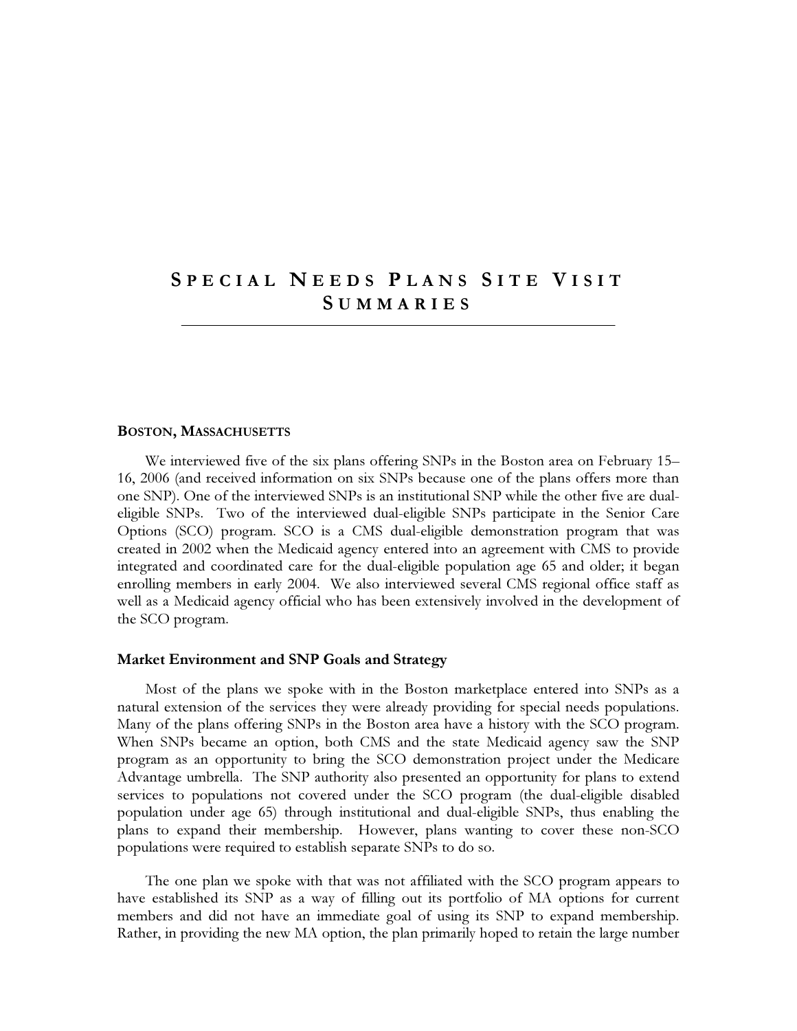# SPECIAL NEEDS PLANS SITE VISIT SUMMARIES

## BOSTON, MASSACHUSETTS

We interviewed five of the six plans offering SNPs in the Boston area on February 15–16, 2006 (and received information on six SNPs because one of the plans offers more than one SNP). One of the interviewed SNPs is an institutional SNP while the other five are dual-eligible SNPs. Two of the interviewed dual-eligible SNPs participate in the Senior Care Options (SCO) program. SCO is a CMS dual-eligible demonstration program that was created in 2002 when the Medicaid agency entered into an agreement with CMS to provide integrated and coordinated care for the dual-eligible population age 65 and older; it began enrolling members in early 2004. We also interviewed several CMS regional office staff as well as a Medicaid agency official who has been extensively involved in the development of the SCO program.

### Market Environment and SNP Goals and Strategy

Most of the plans we spoke with in the Boston marketplace entered into SNPs as a natural extension of the services they were already providing for special needs populations. Many of the plans offering SNPs in the Boston area have a history with the SCO program. When SNPs became an option, both CMS and the state Medicaid agency saw the SNP program as an opportunity to bring the SCO demonstration project under the Medicare Advantage umbrella. The SNP authority also presented an opportunity for plans to extend services to populations not covered under the SCO program (the dual-eligible disabled population under age 65) through institutional and dual-eligible SNPs, thus enabling the plans to expand their membership. However, plans wanting to cover these non-SCO populations were required to establish separate SNPs to do so.

The one plan we spoke with that was not affiliated with the SCO program appears to have established its SNP as a way of filling out its portfolio of MA options for current members and did not have an immediate goal of using its SNP to expand membership. Rather, in providing the new MA option, the plan primarily hoped to retain the large number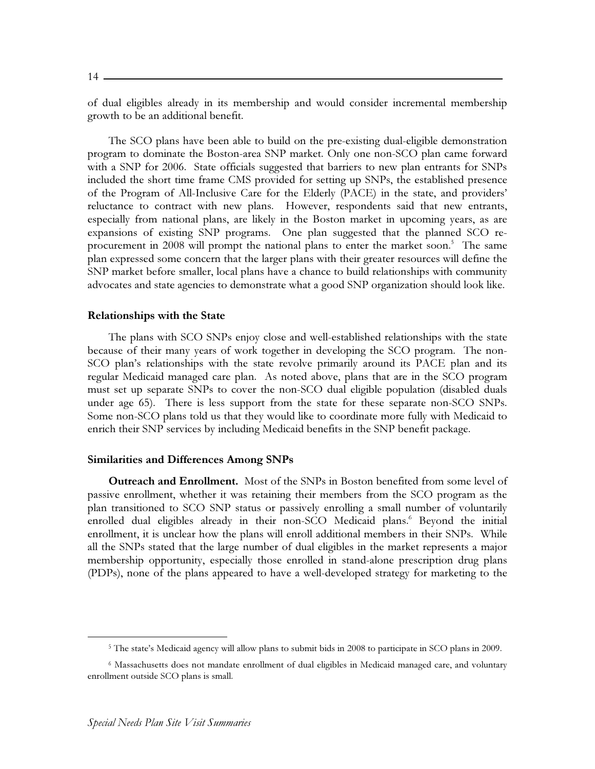of dual eligibles already in its membership and would consider incremental membership growth to be an additional benefit.

The SCO plans have been able to build on the pre-existing dual-eligible demonstration program to dominate the Boston-area SNP market. Only one non-SCO plan came forward with a SNP for 2006. State officials suggested that barriers to new plan entrants for SNPs included the short time frame CMS provided for setting up SNPs, the established presence of the Program of All-Inclusive Care for the Elderly (PACE) in the state, and providers' reluctance to contract with new plans. However, respondents said that new entrants, especially from national plans, are likely in the Boston market in upcoming years, as are expansions of existing SNP programs. One plan suggested that the planned SCO re-procurement in 2008 will prompt the national plans to enter the market soon.[5] The same plan expressed some concern that the larger plans with their greater resources will define the SNP market before smaller, local plans have a chance to build relationships with community advocates and state agencies to demonstrate what a good SNP organization should look like.

### Relationships with the State

The plans with SCO SNPs enjoy close and well-established relationships with the state because of their many years of work together in developing the SCO program. The non-SCO plan's relationships with the state revolve primarily around its PACE plan and its regular Medicaid managed care plan. As noted above, plans that are in the SCO program must set up separate SNPs to cover the non-SCO dual eligible population (disabled duals under age 65). There is less support from the state for these separate non-SCO SNPs. Some non-SCO plans told us that they would like to coordinate more fully with Medicaid to enrich their SNP services by including Medicaid benefits in the SNP benefit package.

### Similarities and Differences Among SNPs

**Outreach and Enrollment.** Most of the SNPs in Boston benefited from some level of passive enrollment, whether it was retaining their members from the SCO program as the plan transitioned to SCO SNP status or passively enrolling a small number of voluntarily enrolled dual eligibles already in their non-SCO Medicaid plans.[6] Beyond the initial enrollment, it is unclear how the plans will enroll additional members in their SNPs. While all the SNPs stated that the large number of dual eligibles in the market represents a major membership opportunity, especially those enrolled in stand-alone prescription drug plans (PDPs), none of the plans appeared to have a well-developed strategy for marketing to the

---

[5] The state's Medicaid agency will allow plans to submit bids in 2008 to participate in SCO plans in 2009.

[6] Massachusetts does not mandate enrollment of dual eligibles in Medicaid managed care, and voluntary enrollment outside SCO plans is small.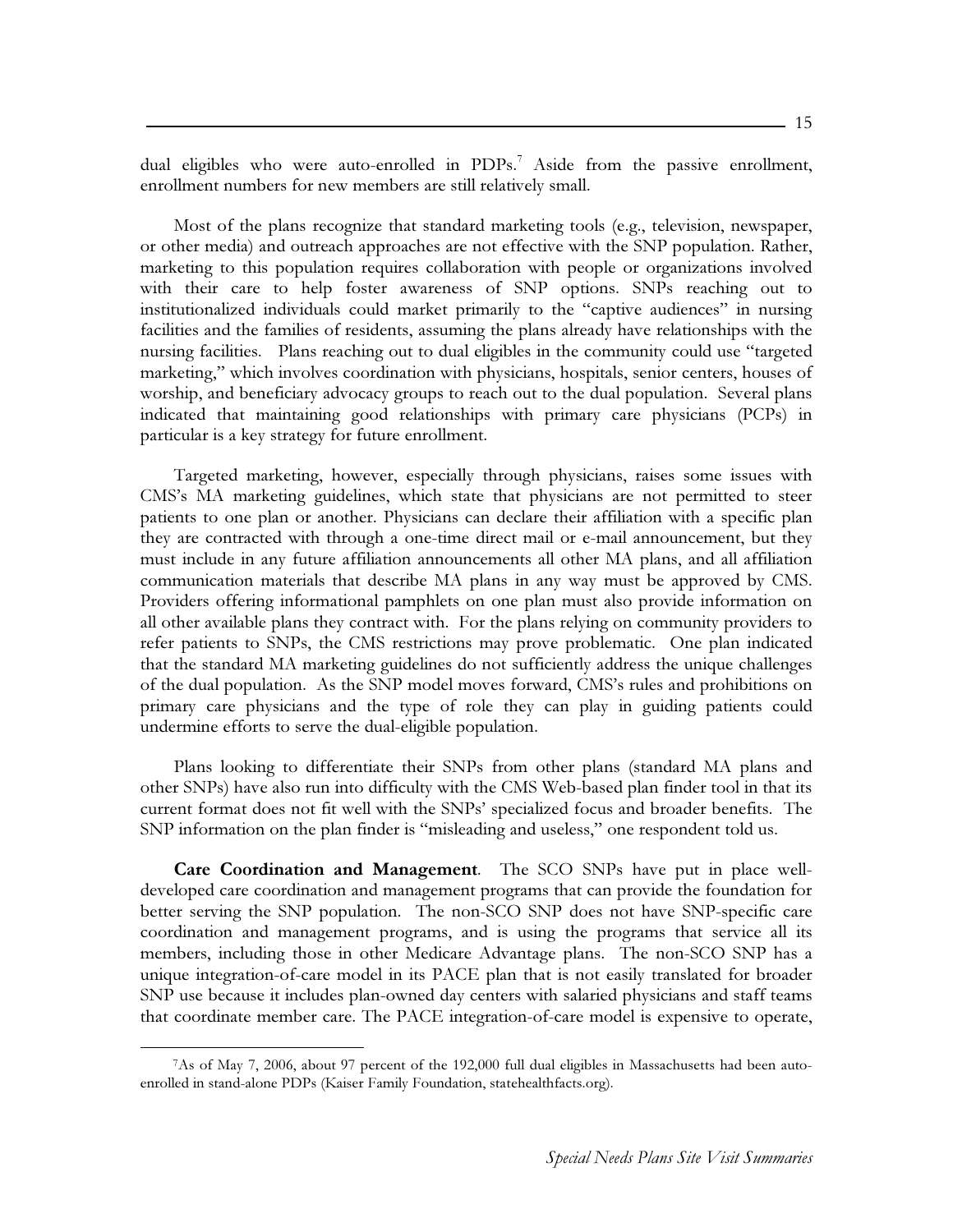dual eligibles who were auto-enrolled in PDPs.[7] Aside from the passive enrollment, enrollment numbers for new members are still relatively small.

Most of the plans recognize that standard marketing tools (e.g., television, newspaper, or other media) and outreach approaches are not effective with the SNP population. Rather, marketing to this population requires collaboration with people or organizations involved with their care to help foster awareness of SNP options. SNPs reaching out to institutionalized individuals could market primarily to the "captive audiences" in nursing facilities and the families of residents, assuming the plans already have relationships with the nursing facilities. Plans reaching out to dual eligibles in the community could use "targeted marketing," which involves coordination with physicians, hospitals, senior centers, houses of worship, and beneficiary advocacy groups to reach out to the dual population. Several plans indicated that maintaining good relationships with primary care physicians (PCPs) in particular is a key strategy for future enrollment.

Targeted marketing, however, especially through physicians, raises some issues with CMS's MA marketing guidelines, which state that physicians are not permitted to steer patients to one plan or another. Physicians can declare their affiliation with a specific plan they are contracted with through a one-time direct mail or e-mail announcement, but they must include in any future affiliation announcements all other MA plans, and all affiliation communication materials that describe MA plans in any way must be approved by CMS. Providers offering informational pamphlets on one plan must also provide information on all other available plans they contract with. For the plans relying on community providers to refer patients to SNPs, the CMS restrictions may prove problematic. One plan indicated that the standard MA marketing guidelines do not sufficiently address the unique challenges of the dual population. As the SNP model moves forward, CMS's rules and prohibitions on primary care physicians and the type of role they can play in guiding patients could undermine efforts to serve the dual-eligible population.

Plans looking to differentiate their SNPs from other plans (standard MA plans and other SNPs) have also run into difficulty with the CMS Web-based plan finder tool in that its current format does not fit well with the SNPs' specialized focus and broader benefits. The SNP information on the plan finder is "misleading and useless," one respondent told us.

**Care Coordination and Management**. The SCO SNPs have put in place well-developed care coordination and management programs that can provide the foundation for better serving the SNP population. The non-SCO SNP does not have SNP-specific care coordination and management programs, and is using the programs that service all its members, including those in other Medicare Advantage plans. The non-SCO SNP has a unique integration-of-care model in its PACE plan that is not easily translated for broader SNP use because it includes plan-owned day centers with salaried physicians and staff teams that coordinate member care. The PACE integration-of-care model is expensive to operate,

---

[7]As of May 7, 2006, about 97 percent of the 192,000 full dual eligibles in Massachusetts had been auto-enrolled in stand-alone PDPs (Kaiser Family Foundation, statehealthfacts.org).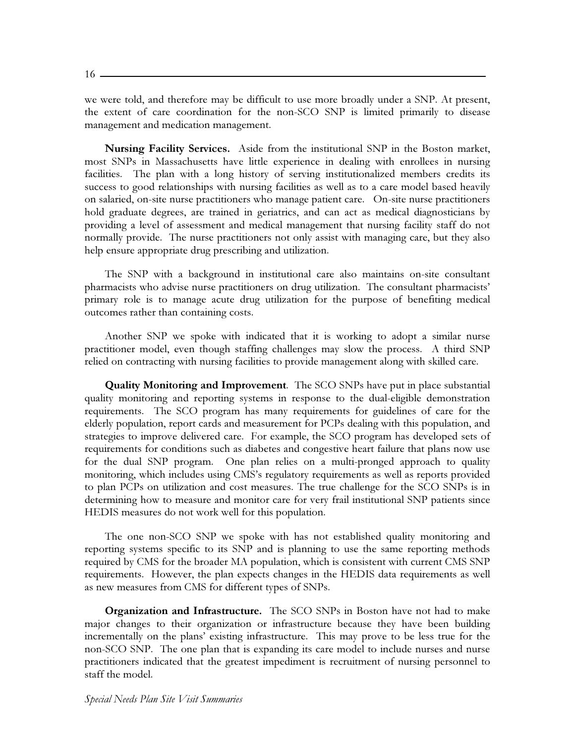we were told, and therefore may be difficult to use more broadly under a SNP. At present, the extent of care coordination for the non-SCO SNP is limited primarily to disease management and medication management.

**Nursing Facility Services.** Aside from the institutional SNP in the Boston market, most SNPs in Massachusetts have little experience in dealing with enrollees in nursing facilities. The plan with a long history of serving institutionalized members credits its success to good relationships with nursing facilities as well as to a care model based heavily on salaried, on-site nurse practitioners who manage patient care. On-site nurse practitioners hold graduate degrees, are trained in geriatrics, and can act as medical diagnosticians by providing a level of assessment and medical management that nursing facility staff do not normally provide. The nurse practitioners not only assist with managing care, but they also help ensure appropriate drug prescribing and utilization.

The SNP with a background in institutional care also maintains on-site consultant pharmacists who advise nurse practitioners on drug utilization. The consultant pharmacists' primary role is to manage acute drug utilization for the purpose of benefiting medical outcomes rather than containing costs.

Another SNP we spoke with indicated that it is working to adopt a similar nurse practitioner model, even though staffing challenges may slow the process. A third SNP relied on contracting with nursing facilities to provide management along with skilled care.

**Quality Monitoring and Improvement**. The SCO SNPs have put in place substantial quality monitoring and reporting systems in response to the dual-eligible demonstration requirements. The SCO program has many requirements for guidelines of care for the elderly population, report cards and measurement for PCPs dealing with this population, and strategies to improve delivered care. For example, the SCO program has developed sets of requirements for conditions such as diabetes and congestive heart failure that plans now use for the dual SNP program. One plan relies on a multi-pronged approach to quality monitoring, which includes using CMS's regulatory requirements as well as reports provided to plan PCPs on utilization and cost measures. The true challenge for the SCO SNPs is in determining how to measure and monitor care for very frail institutional SNP patients since HEDIS measures do not work well for this population.

The one non-SCO SNP we spoke with has not established quality monitoring and reporting systems specific to its SNP and is planning to use the same reporting methods required by CMS for the broader MA population, which is consistent with current CMS SNP requirements. However, the plan expects changes in the HEDIS data requirements as well as new measures from CMS for different types of SNPs.

**Organization and Infrastructure.** The SCO SNPs in Boston have not had to make major changes to their organization or infrastructure because they have been building incrementally on the plans' existing infrastructure. This may prove to be less true for the non-SCO SNP. The one plan that is expanding its care model to include nurses and nurse practitioners indicated that the greatest impediment is recruitment of nursing personnel to staff the model.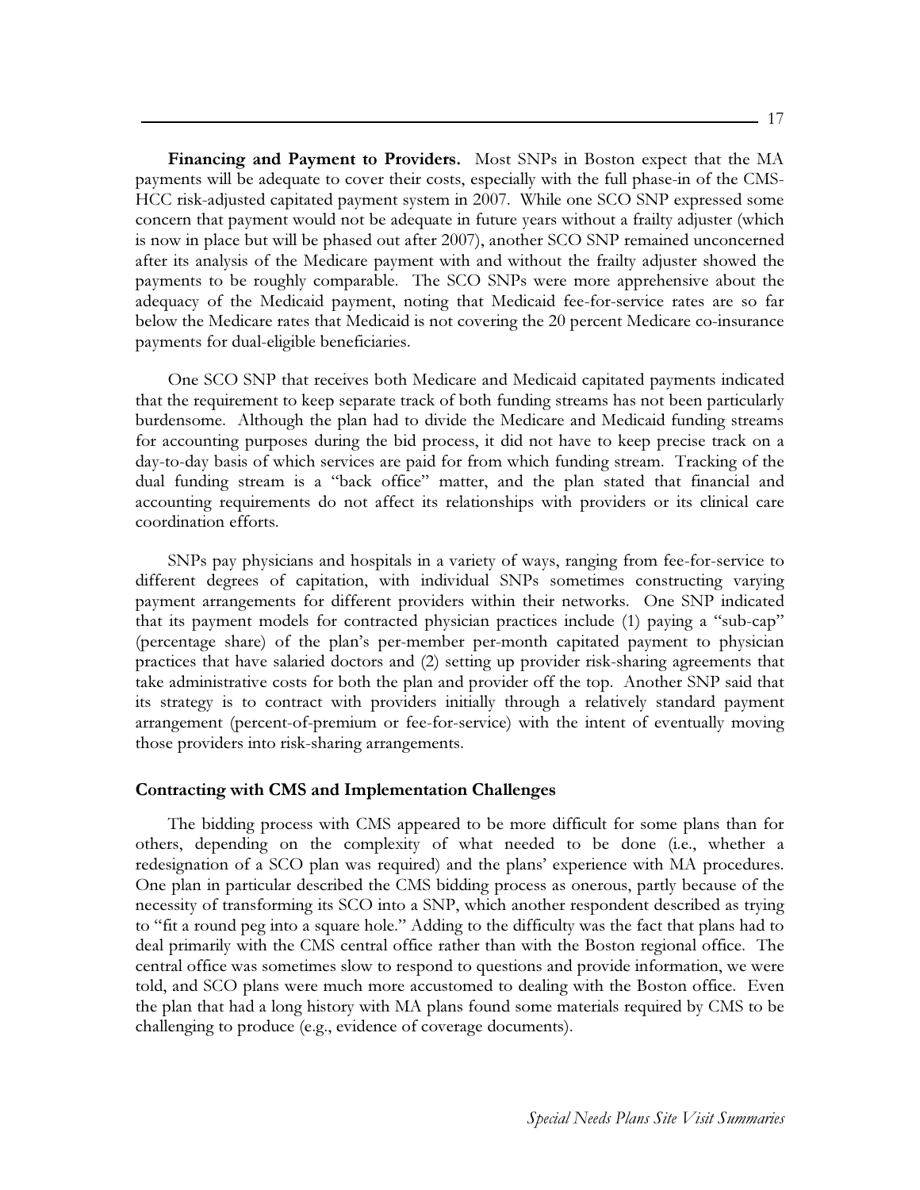**Financing and Payment to Providers.** Most SNPs in Boston expect that the MA payments will be adequate to cover their costs, especially with the full phase-in of the CMS-HCC risk-adjusted capitated payment system in 2007. While one SCO SNP expressed some concern that payment would not be adequate in future years without a frailty adjuster (which is now in place but will be phased out after 2007), another SCO SNP remained unconcerned after its analysis of the Medicare payment with and without the frailty adjuster showed the payments to be roughly comparable. The SCO SNPs were more apprehensive about the adequacy of the Medicaid payment, noting that Medicaid fee-for-service rates are so far below the Medicare rates that Medicaid is not covering the 20 percent Medicare co-insurance payments for dual-eligible beneficiaries.

One SCO SNP that receives both Medicare and Medicaid capitated payments indicated that the requirement to keep separate track of both funding streams has not been particularly burdensome. Although the plan had to divide the Medicare and Medicaid funding streams for accounting purposes during the bid process, it did not have to keep precise track on a day-to-day basis of which services are paid for from which funding stream. Tracking of the dual funding stream is a "back office" matter, and the plan stated that financial and accounting requirements do not affect its relationships with providers or its clinical care coordination efforts.

SNPs pay physicians and hospitals in a variety of ways, ranging from fee-for-service to different degrees of capitation, with individual SNPs sometimes constructing varying payment arrangements for different providers within their networks. One SNP indicated that its payment models for contracted physician practices include (1) paying a "sub-cap" (percentage share) of the plan's per-member per-month capitated payment to physician practices that have salaried doctors and (2) setting up provider risk-sharing agreements that take administrative costs for both the plan and provider off the top. Another SNP said that its strategy is to contract with providers initially through a relatively standard payment arrangement (percent-of-premium or fee-for-service) with the intent of eventually moving those providers into risk-sharing arrangements.

### Contracting with CMS and Implementation Challenges

The bidding process with CMS appeared to be more difficult for some plans than for others, depending on the complexity of what needed to be done (i.e., whether a redesignation of a SCO plan was required) and the plans' experience with MA procedures. One plan in particular described the CMS bidding process as onerous, partly because of the necessity of transforming its SCO into a SNP, which another respondent described as trying to "fit a round peg into a square hole." Adding to the difficulty was the fact that plans had to deal primarily with the CMS central office rather than with the Boston regional office. The central office was sometimes slow to respond to questions and provide information, we were told, and SCO plans were much more accustomed to dealing with the Boston office. Even the plan that had a long history with MA plans found some materials required by CMS to be challenging to produce (e.g., evidence of coverage documents).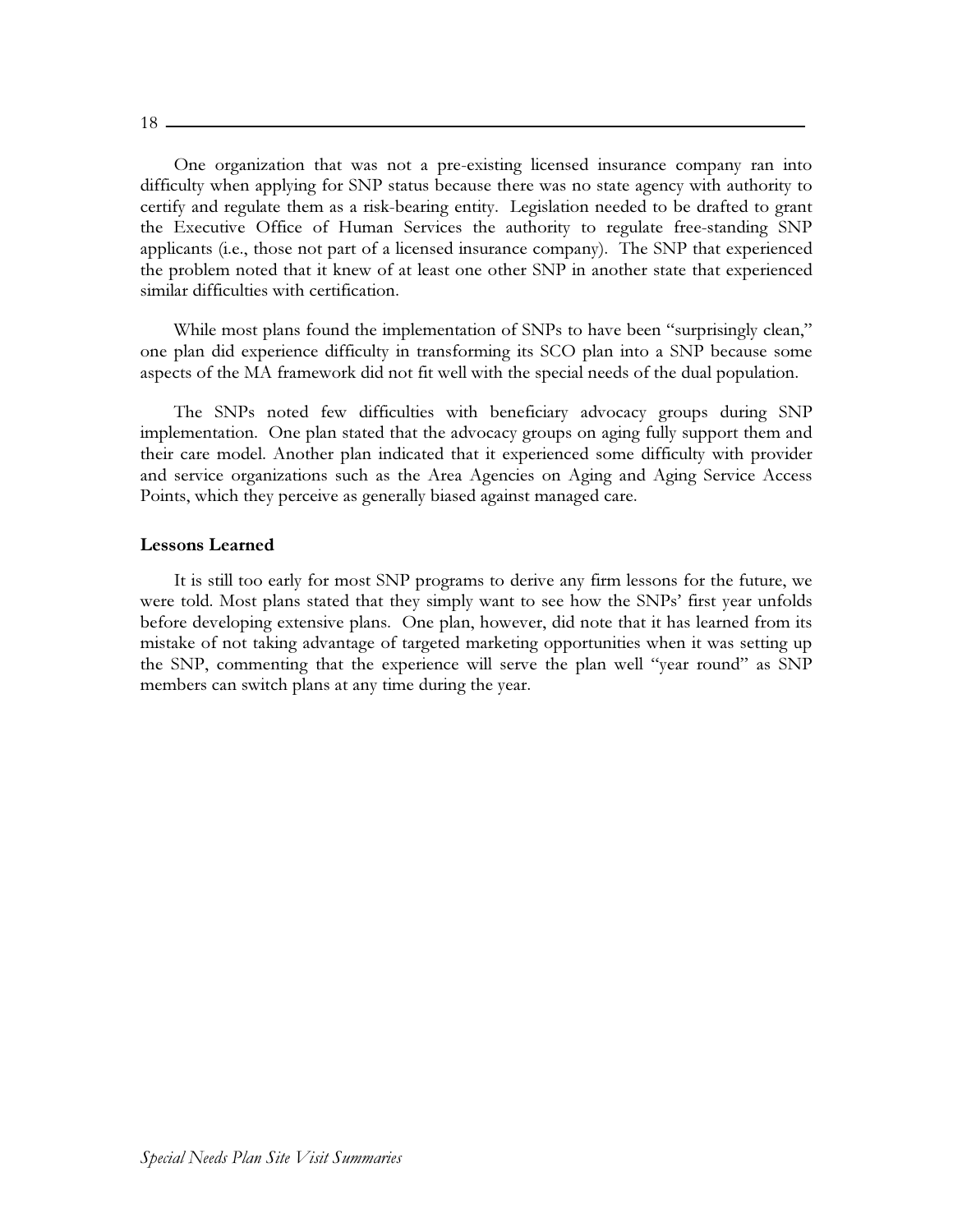One organization that was not a pre-existing licensed insurance company ran into difficulty when applying for SNP status because there was no state agency with authority to certify and regulate them as a risk-bearing entity. Legislation needed to be drafted to grant the Executive Office of Human Services the authority to regulate free-standing SNP applicants (i.e., those not part of a licensed insurance company). The SNP that experienced the problem noted that it knew of at least one other SNP in another state that experienced similar difficulties with certification.

While most plans found the implementation of SNPs to have been "surprisingly clean," one plan did experience difficulty in transforming its SCO plan into a SNP because some aspects of the MA framework did not fit well with the special needs of the dual population.

The SNPs noted few difficulties with beneficiary advocacy groups during SNP implementation. One plan stated that the advocacy groups on aging fully support them and their care model. Another plan indicated that it experienced some difficulty with provider and service organizations such as the Area Agencies on Aging and Aging Service Access Points, which they perceive as generally biased against managed care.

**Lessons Learned**

It is still too early for most SNP programs to derive any firm lessons for the future, we were told. Most plans stated that they simply want to see how the SNPs' first year unfolds before developing extensive plans. One plan, however, did note that it has learned from its mistake of not taking advantage of targeted marketing opportunities when it was setting up the SNP, commenting that the experience will serve the plan well "year round" as SNP members can switch plans at any time during the year.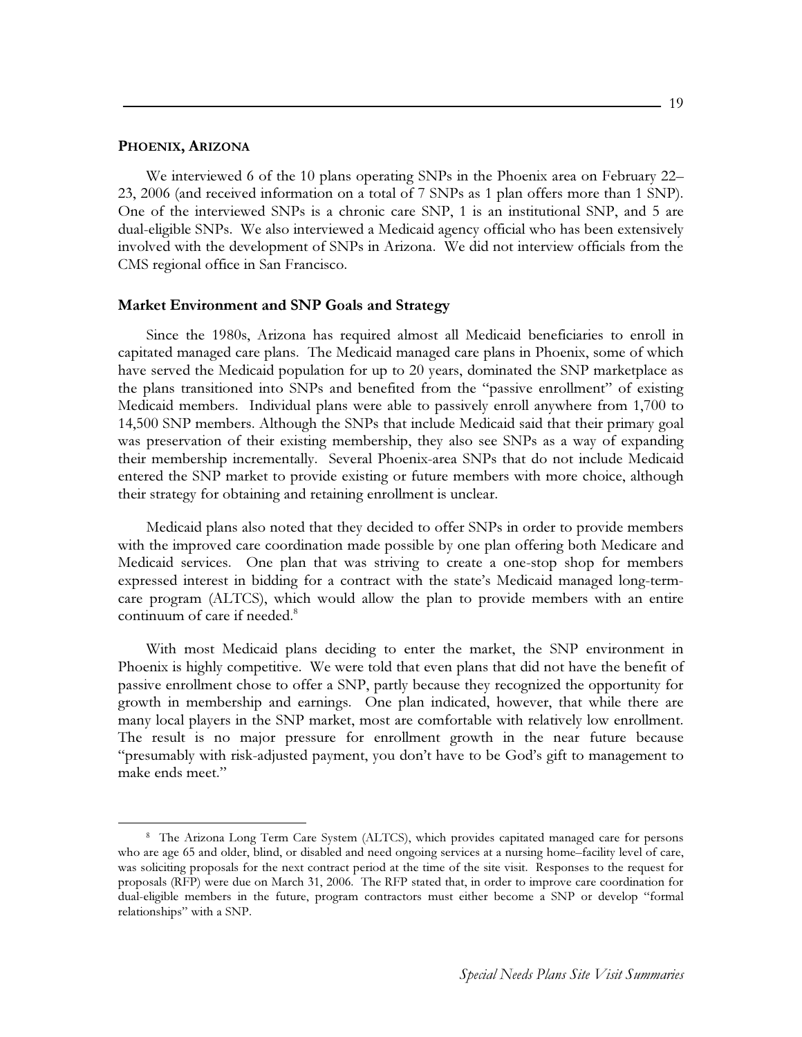### PHOENIX, ARIZONA

We interviewed 6 of the 10 plans operating SNPs in the Phoenix area on February 22–23, 2006 (and received information on a total of 7 SNPs as 1 plan offers more than 1 SNP). One of the interviewed SNPs is a chronic care SNP, 1 is an institutional SNP, and 5 are dual-eligible SNPs. We also interviewed a Medicaid agency official who has been extensively involved with the development of SNPs in Arizona. We did not interview officials from the CMS regional office in San Francisco.

#### Market Environment and SNP Goals and Strategy

Since the 1980s, Arizona has required almost all Medicaid beneficiaries to enroll in capitated managed care plans. The Medicaid managed care plans in Phoenix, some of which have served the Medicaid population for up to 20 years, dominated the SNP marketplace as the plans transitioned into SNPs and benefited from the "passive enrollment" of existing Medicaid members. Individual plans were able to passively enroll anywhere from 1,700 to 14,500 SNP members. Although the SNPs that include Medicaid said that their primary goal was preservation of their existing membership, they also see SNPs as a way of expanding their membership incrementally. Several Phoenix-area SNPs that do not include Medicaid entered the SNP market to provide existing or future members with more choice, although their strategy for obtaining and retaining enrollment is unclear.

Medicaid plans also noted that they decided to offer SNPs in order to provide members with the improved care coordination made possible by one plan offering both Medicare and Medicaid services. One plan that was striving to create a one-stop shop for members expressed interest in bidding for a contract with the state's Medicaid managed long-term-care program (ALTCS), which would allow the plan to provide members with an entire continuum of care if needed.[8]

With most Medicaid plans deciding to enter the market, the SNP environment in Phoenix is highly competitive. We were told that even plans that did not have the benefit of passive enrollment chose to offer a SNP, partly because they recognized the opportunity for growth in membership and earnings. One plan indicated, however, that while there are many local players in the SNP market, most are comfortable with relatively low enrollment. The result is no major pressure for enrollment growth in the near future because "presumably with risk-adjusted payment, you don't have to be God's gift to management to make ends meet."

[8] The Arizona Long Term Care System (ALTCS), which provides capitated managed care for persons who are age 65 and older, blind, or disabled and need ongoing services at a nursing home–facility level of care, was soliciting proposals for the next contract period at the time of the site visit. Responses to the request for proposals (RFP) were due on March 31, 2006. The RFP stated that, in order to improve care coordination for dual-eligible members in the future, program contractors must either become a SNP or develop "formal relationships" with a SNP.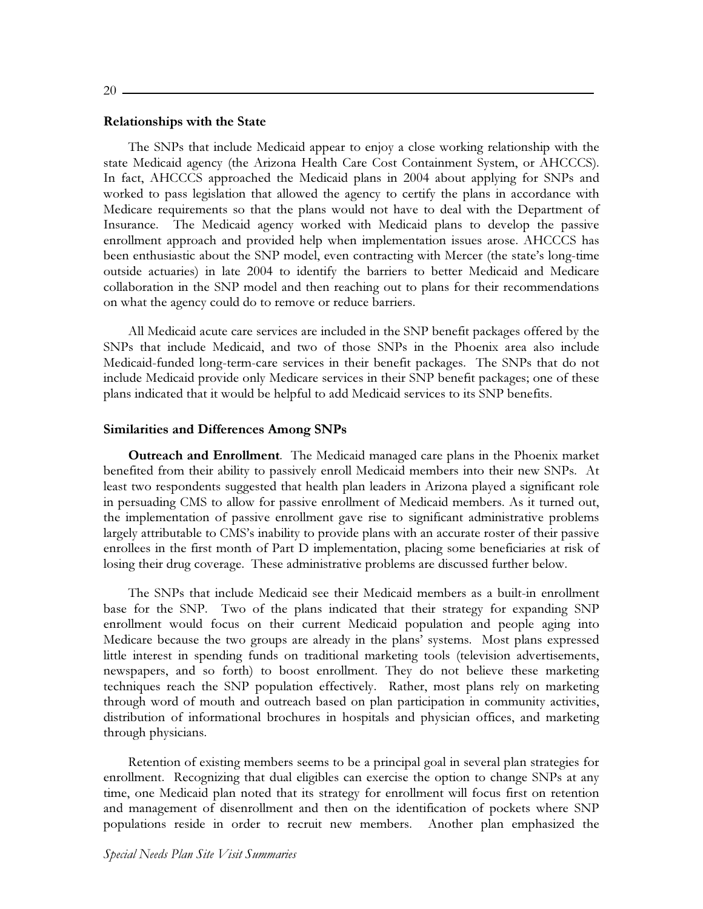### Relationships with the State

The SNPs that include Medicaid appear to enjoy a close working relationship with the state Medicaid agency (the Arizona Health Care Cost Containment System, or AHCCCS). In fact, AHCCCS approached the Medicaid plans in 2004 about applying for SNPs and worked to pass legislation that allowed the agency to certify the plans in accordance with Medicare requirements so that the plans would not have to deal with the Department of Insurance. The Medicaid agency worked with Medicaid plans to develop the passive enrollment approach and provided help when implementation issues arose. AHCCCS has been enthusiastic about the SNP model, even contracting with Mercer (the state's long-time outside actuaries) in late 2004 to identify the barriers to better Medicaid and Medicare collaboration in the SNP model and then reaching out to plans for their recommendations on what the agency could do to remove or reduce barriers.

All Medicaid acute care services are included in the SNP benefit packages offered by the SNPs that include Medicaid, and two of those SNPs in the Phoenix area also include Medicaid-funded long-term-care services in their benefit packages. The SNPs that do not include Medicaid provide only Medicare services in their SNP benefit packages; one of these plans indicated that it would be helpful to add Medicaid services to its SNP benefits.

### Similarities and Differences Among SNPs

**Outreach and Enrollment**. The Medicaid managed care plans in the Phoenix market benefited from their ability to passively enroll Medicaid members into their new SNPs. At least two respondents suggested that health plan leaders in Arizona played a significant role in persuading CMS to allow for passive enrollment of Medicaid members. As it turned out, the implementation of passive enrollment gave rise to significant administrative problems largely attributable to CMS's inability to provide plans with an accurate roster of their passive enrollees in the first month of Part D implementation, placing some beneficiaries at risk of losing their drug coverage. These administrative problems are discussed further below.

The SNPs that include Medicaid see their Medicaid members as a built-in enrollment base for the SNP. Two of the plans indicated that their strategy for expanding SNP enrollment would focus on their current Medicaid population and people aging into Medicare because the two groups are already in the plans' systems. Most plans expressed little interest in spending funds on traditional marketing tools (television advertisements, newspapers, and so forth) to boost enrollment. They do not believe these marketing techniques reach the SNP population effectively. Rather, most plans rely on marketing through word of mouth and outreach based on plan participation in community activities, distribution of informational brochures in hospitals and physician offices, and marketing through physicians.

Retention of existing members seems to be a principal goal in several plan strategies for enrollment. Recognizing that dual eligibles can exercise the option to change SNPs at any time, one Medicaid plan noted that its strategy for enrollment will focus first on retention and management of disenrollment and then on the identification of pockets where SNP populations reside in order to recruit new members. Another plan emphasized the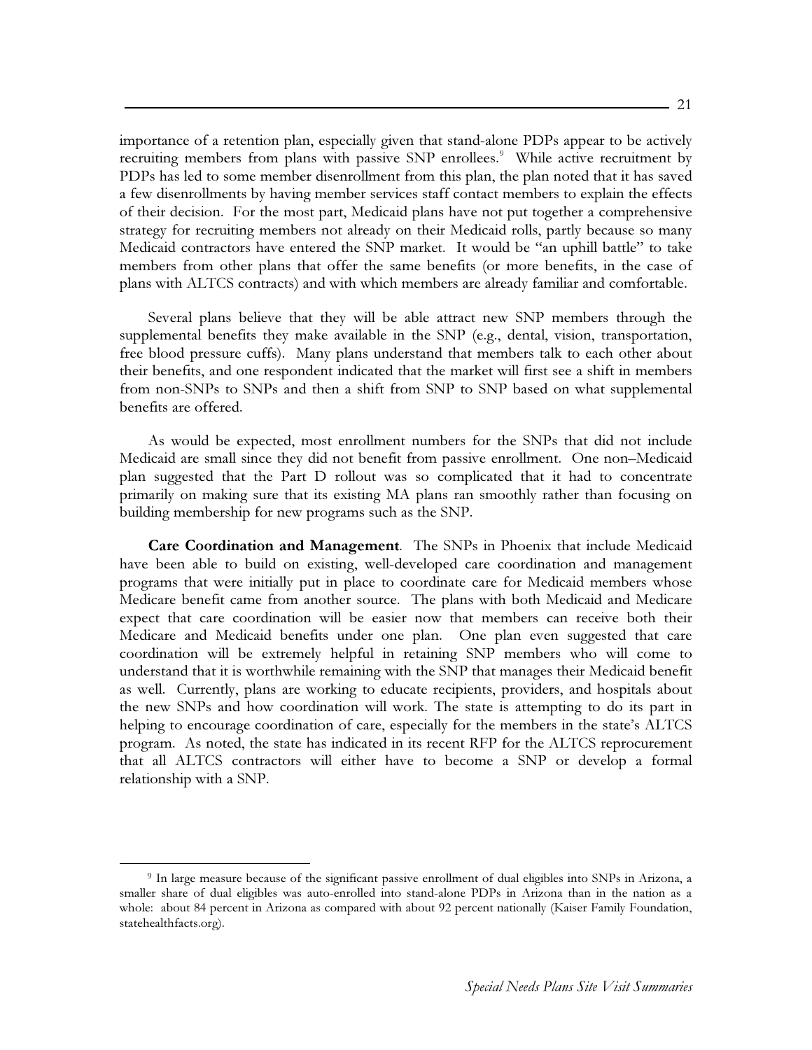importance of a retention plan, especially given that stand-alone PDPs appear to be actively recruiting members from plans with passive SNP enrollees.[9] While active recruitment by PDPs has led to some member disenrollment from this plan, the plan noted that it has saved a few disenrollments by having member services staff contact members to explain the effects of their decision. For the most part, Medicaid plans have not put together a comprehensive strategy for recruiting members not already on their Medicaid rolls, partly because so many Medicaid contractors have entered the SNP market. It would be "an uphill battle" to take members from other plans that offer the same benefits (or more benefits, in the case of plans with ALTCS contracts) and with which members are already familiar and comfortable.

Several plans believe that they will be able attract new SNP members through the supplemental benefits they make available in the SNP (e.g., dental, vision, transportation, free blood pressure cuffs). Many plans understand that members talk to each other about their benefits, and one respondent indicated that the market will first see a shift in members from non-SNPs to SNPs and then a shift from SNP to SNP based on what supplemental benefits are offered.

As would be expected, most enrollment numbers for the SNPs that did not include Medicaid are small since they did not benefit from passive enrollment. One non–Medicaid plan suggested that the Part D rollout was so complicated that it had to concentrate primarily on making sure that its existing MA plans ran smoothly rather than focusing on building membership for new programs such as the SNP.

**Care Coordination and Management**. The SNPs in Phoenix that include Medicaid have been able to build on existing, well-developed care coordination and management programs that were initially put in place to coordinate care for Medicaid members whose Medicare benefit came from another source. The plans with both Medicaid and Medicare expect that care coordination will be easier now that members can receive both their Medicare and Medicaid benefits under one plan. One plan even suggested that care coordination will be extremely helpful in retaining SNP members who will come to understand that it is worthwhile remaining with the SNP that manages their Medicaid benefit as well. Currently, plans are working to educate recipients, providers, and hospitals about the new SNPs and how coordination will work. The state is attempting to do its part in helping to encourage coordination of care, especially for the members in the state's ALTCS program. As noted, the state has indicated in its recent RFP for the ALTCS reprocurement that all ALTCS contractors will either have to become a SNP or develop a formal relationship with a SNP.

[9] In large measure because of the significant passive enrollment of dual eligibles into SNPs in Arizona, a smaller share of dual eligibles was auto-enrolled into stand-alone PDPs in Arizona than in the nation as a whole: about 84 percent in Arizona as compared with about 92 percent nationally (Kaiser Family Foundation, statehealthfacts.org).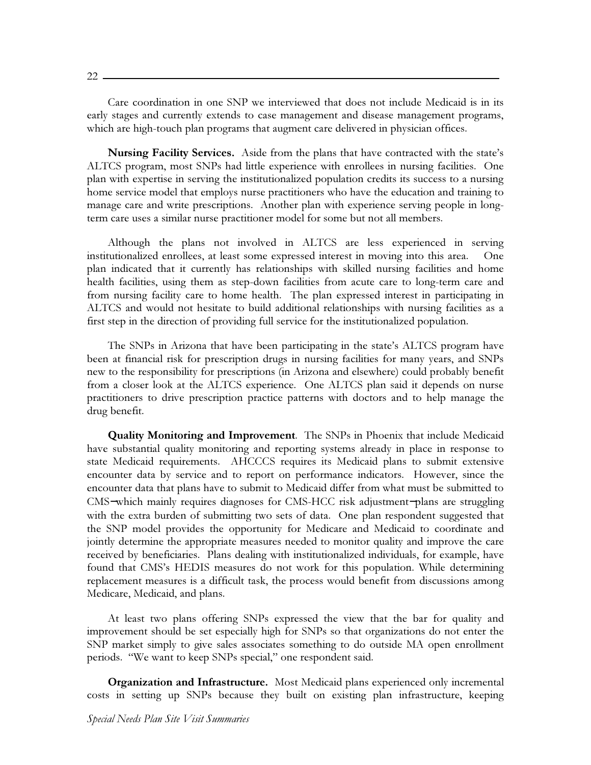Care coordination in one SNP we interviewed that does not include Medicaid is in its early stages and currently extends to case management and disease management programs, which are high-touch plan programs that augment care delivered in physician offices.

**Nursing Facility Services.** Aside from the plans that have contracted with the state's ALTCS program, most SNPs had little experience with enrollees in nursing facilities. One plan with expertise in serving the institutionalized population credits its success to a nursing home service model that employs nurse practitioners who have the education and training to manage care and write prescriptions. Another plan with experience serving people in long-term care uses a similar nurse practitioner model for some but not all members.

Although the plans not involved in ALTCS are less experienced in serving institutionalized enrollees, at least some expressed interest in moving into this area. One plan indicated that it currently has relationships with skilled nursing facilities and home health facilities, using them as step-down facilities from acute care to long-term care and from nursing facility care to home health. The plan expressed interest in participating in ALTCS and would not hesitate to build additional relationships with nursing facilities as a first step in the direction of providing full service for the institutionalized population.

The SNPs in Arizona that have been participating in the state's ALTCS program have been at financial risk for prescription drugs in nursing facilities for many years, and SNPs new to the responsibility for prescriptions (in Arizona and elsewhere) could probably benefit from a closer look at the ALTCS experience. One ALTCS plan said it depends on nurse practitioners to drive prescription practice patterns with doctors and to help manage the drug benefit.

**Quality Monitoring and Improvement**. The SNPs in Phoenix that include Medicaid have substantial quality monitoring and reporting systems already in place in response to state Medicaid requirements. AHCCCS requires its Medicaid plans to submit extensive encounter data by service and to report on performance indicators. However, since the encounter data that plans have to submit to Medicaid differ from what must be submitted to CMS—which mainly requires diagnoses for CMS-HCC risk adjustment—plans are struggling with the extra burden of submitting two sets of data. One plan respondent suggested that the SNP model provides the opportunity for Medicare and Medicaid to coordinate and jointly determine the appropriate measures needed to monitor quality and improve the care received by beneficiaries. Plans dealing with institutionalized individuals, for example, have found that CMS's HEDIS measures do not work for this population. While determining replacement measures is a difficult task, the process would benefit from discussions among Medicare, Medicaid, and plans.

At least two plans offering SNPs expressed the view that the bar for quality and improvement should be set especially high for SNPs so that organizations do not enter the SNP market simply to give sales associates something to do outside MA open enrollment periods. "We want to keep SNPs special," one respondent said.

**Organization and Infrastructure.** Most Medicaid plans experienced only incremental costs in setting up SNPs because they built on existing plan infrastructure, keeping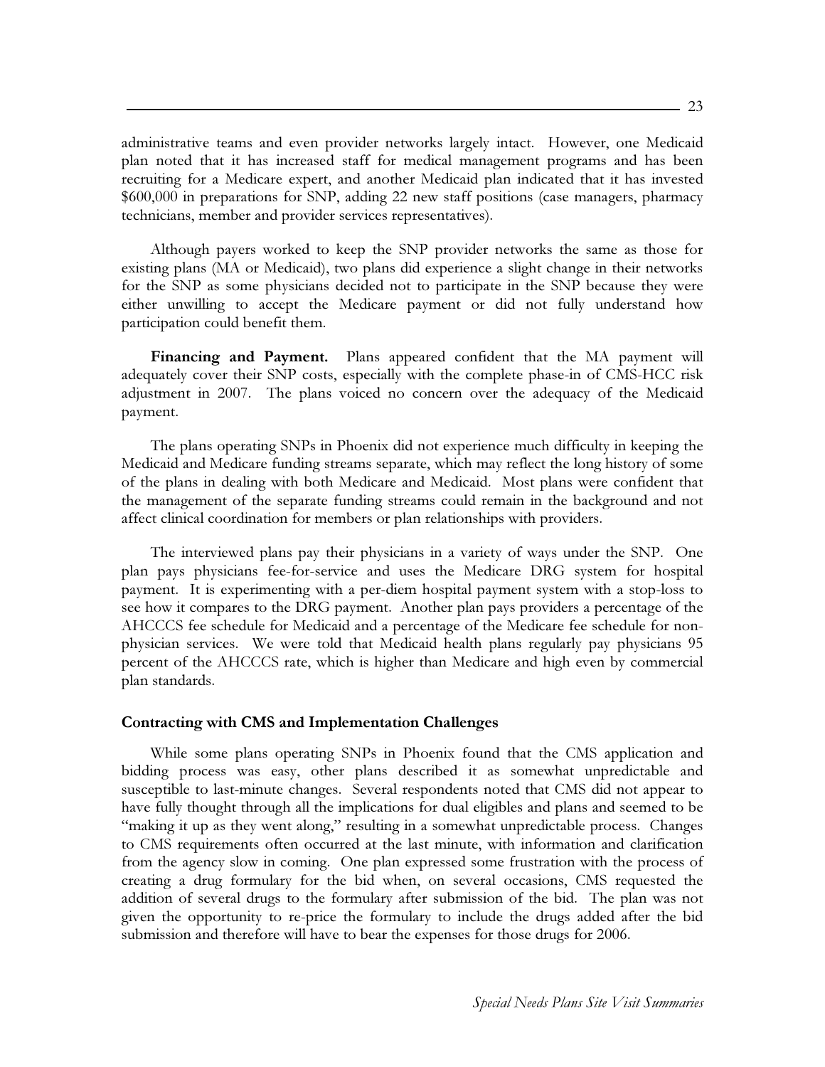administrative teams and even provider networks largely intact. However, one Medicaid plan noted that it has increased staff for medical management programs and has been recruiting for a Medicare expert, and another Medicaid plan indicated that it has invested $600,000 in preparations for SNP, adding 22 new staff positions (case managers, pharmacy technicians, member and provider services representatives).

Although payers worked to keep the SNP provider networks the same as those for existing plans (MA or Medicaid), two plans did experience a slight change in their networks for the SNP as some physicians decided not to participate in the SNP because they were either unwilling to accept the Medicare payment or did not fully understand how participation could benefit them.

**Financing and Payment.** Plans appeared confident that the MA payment will adequately cover their SNP costs, especially with the complete phase-in of CMS-HCC risk adjustment in 2007. The plans voiced no concern over the adequacy of the Medicaid payment.

The plans operating SNPs in Phoenix did not experience much difficulty in keeping the Medicaid and Medicare funding streams separate, which may reflect the long history of some of the plans in dealing with both Medicare and Medicaid. Most plans were confident that the management of the separate funding streams could remain in the background and not affect clinical coordination for members or plan relationships with providers.

The interviewed plans pay their physicians in a variety of ways under the SNP. One plan pays physicians fee-for-service and uses the Medicare DRG system for hospital payment. It is experimenting with a per-diem hospital payment system with a stop-loss to see how it compares to the DRG payment. Another plan pays providers a percentage of the AHCCCS fee schedule for Medicaid and a percentage of the Medicare fee schedule for non-physician services. We were told that Medicaid health plans regularly pay physicians 95 percent of the AHCCCS rate, which is higher than Medicare and high even by commercial plan standards.

### Contracting with CMS and Implementation Challenges

While some plans operating SNPs in Phoenix found that the CMS application and bidding process was easy, other plans described it as somewhat unpredictable and susceptible to last-minute changes. Several respondents noted that CMS did not appear to have fully thought through all the implications for dual eligibles and plans and seemed to be "making it up as they went along," resulting in a somewhat unpredictable process. Changes to CMS requirements often occurred at the last minute, with information and clarification from the agency slow in coming. One plan expressed some frustration with the process of creating a drug formulary for the bid when, on several occasions, CMS requested the addition of several drugs to the formulary after submission of the bid. The plan was not given the opportunity to re-price the formulary to include the drugs added after the bid submission and therefore will have to bear the expenses for those drugs for 2006.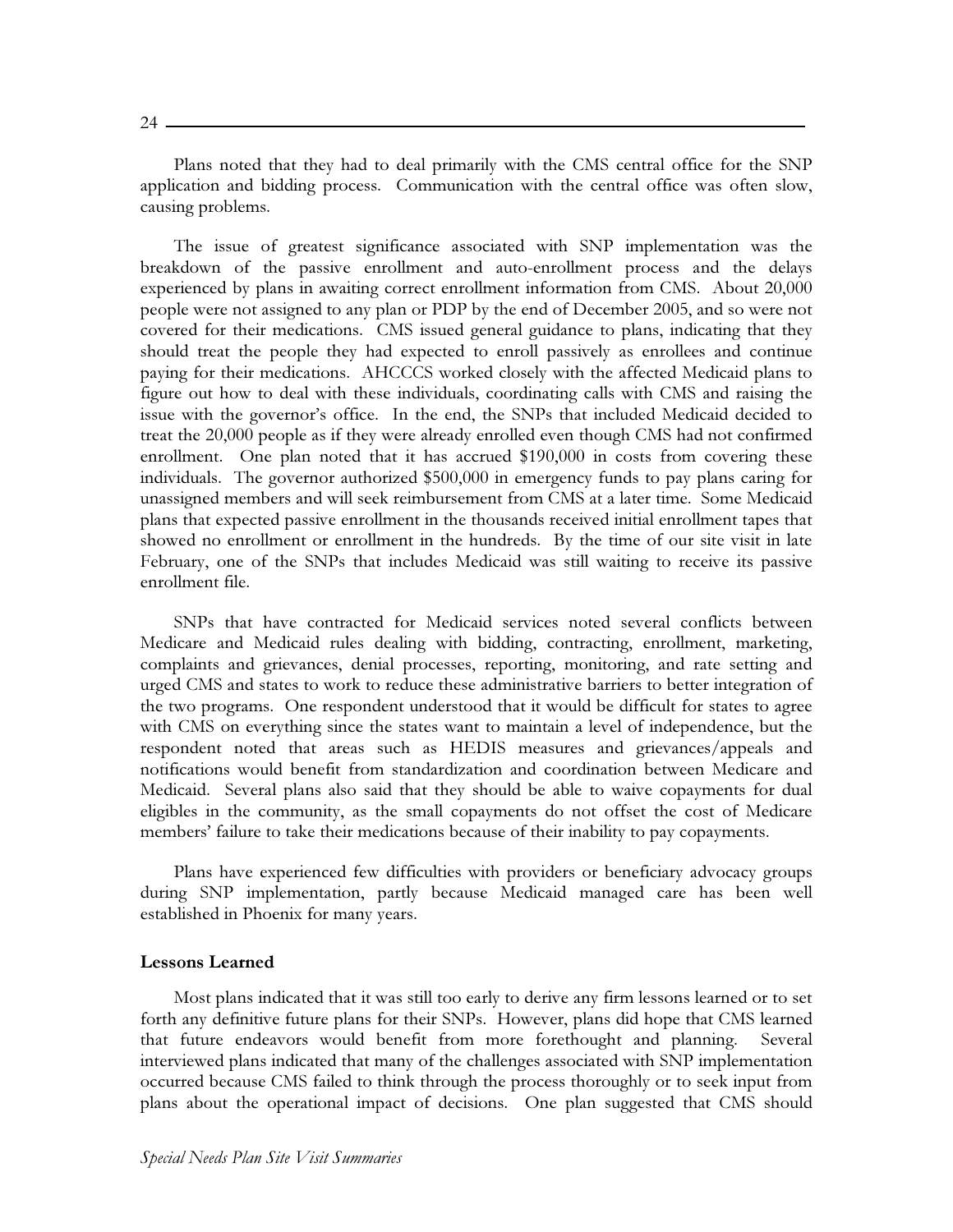Plans noted that they had to deal primarily with the CMS central office for the SNP application and bidding process. Communication with the central office was often slow, causing problems.

The issue of greatest significance associated with SNP implementation was the breakdown of the passive enrollment and auto-enrollment process and the delays experienced by plans in awaiting correct enrollment information from CMS. About 20,000 people were not assigned to any plan or PDP by the end of December 2005, and so were not covered for their medications. CMS issued general guidance to plans, indicating that they should treat the people they had expected to enroll passively as enrollees and continue paying for their medications. AHCCCS worked closely with the affected Medicaid plans to figure out how to deal with these individuals, coordinating calls with CMS and raising the issue with the governor's office. In the end, the SNPs that included Medicaid decided to treat the 20,000 people as if they were already enrolled even though CMS had not confirmed enrollment. One plan noted that it has accrued $190,000 in costs from covering these individuals. The governor authorized $500,000 in emergency funds to pay plans caring for unassigned members and will seek reimbursement from CMS at a later time. Some Medicaid plans that expected passive enrollment in the thousands received initial enrollment tapes that showed no enrollment or enrollment in the hundreds. By the time of our site visit in late February, one of the SNPs that includes Medicaid was still waiting to receive its passive enrollment file.

SNPs that have contracted for Medicaid services noted several conflicts between Medicare and Medicaid rules dealing with bidding, contracting, enrollment, marketing, complaints and grievances, denial processes, reporting, monitoring, and rate setting and urged CMS and states to work to reduce these administrative barriers to better integration of the two programs. One respondent understood that it would be difficult for states to agree with CMS on everything since the states want to maintain a level of independence, but the respondent noted that areas such as HEDIS measures and grievances/appeals and notifications would benefit from standardization and coordination between Medicare and Medicaid. Several plans also said that they should be able to waive copayments for dual eligibles in the community, as the small copayments do not offset the cost of Medicare members' failure to take their medications because of their inability to pay copayments.

Plans have experienced few difficulties with providers or beneficiary advocacy groups during SNP implementation, partly because Medicaid managed care has been well established in Phoenix for many years.

**Lessons Learned**

Most plans indicated that it was still too early to derive any firm lessons learned or to set forth any definitive future plans for their SNPs. However, plans did hope that CMS learned that future endeavors would benefit from more forethought and planning. Several interviewed plans indicated that many of the challenges associated with SNP implementation occurred because CMS failed to think through the process thoroughly or to seek input from plans about the operational impact of decisions. One plan suggested that CMS should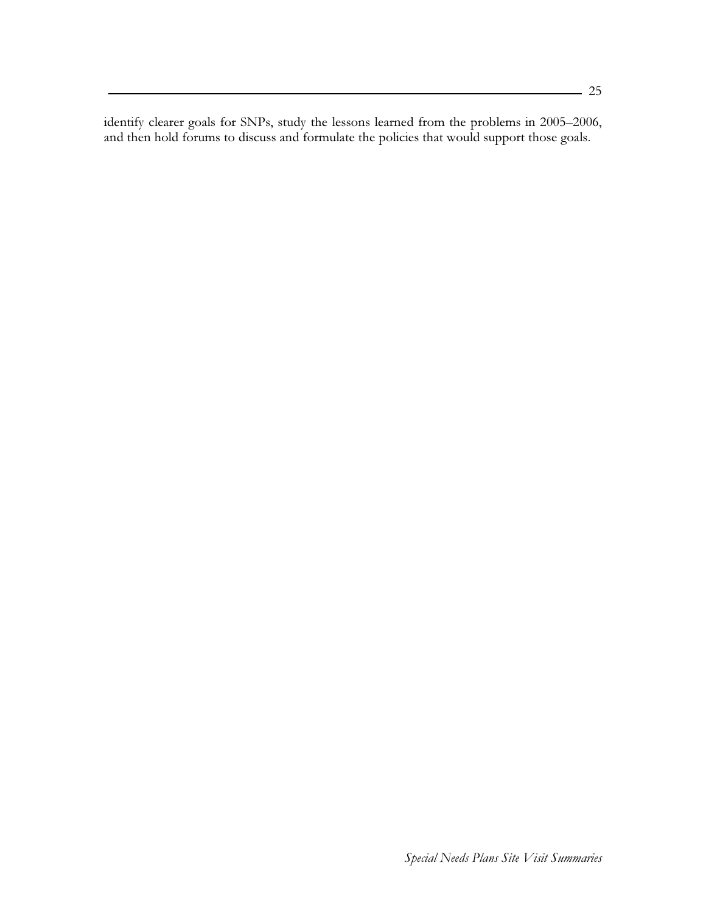identify clearer goals for SNPs, study the lessons learned from the problems in 2005–2006, and then hold forums to discuss and formulate the policies that would support those goals.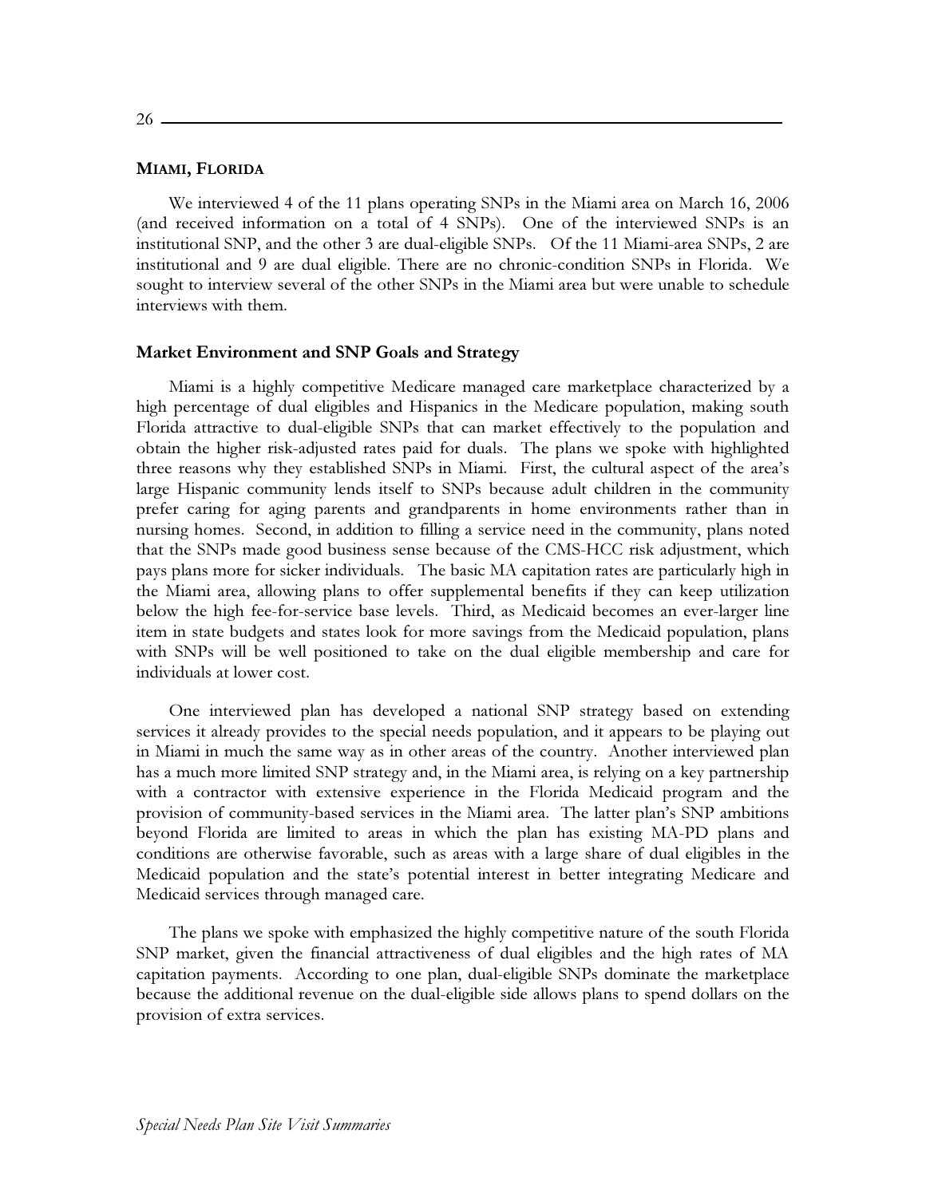## MIAMI, FLORIDA

We interviewed 4 of the 11 plans operating SNPs in the Miami area on March 16, 2006 (and received information on a total of 4 SNPs). One of the interviewed SNPs is an institutional SNP, and the other 3 are dual-eligible SNPs. Of the 11 Miami-area SNPs, 2 are institutional and 9 are dual eligible. There are no chronic-condition SNPs in Florida. We sought to interview several of the other SNPs in the Miami area but were unable to schedule interviews with them.

### Market Environment and SNP Goals and Strategy

Miami is a highly competitive Medicare managed care marketplace characterized by a high percentage of dual eligibles and Hispanics in the Medicare population, making south Florida attractive to dual-eligible SNPs that can market effectively to the population and obtain the higher risk-adjusted rates paid for duals. The plans we spoke with highlighted three reasons why they established SNPs in Miami. First, the cultural aspect of the area's large Hispanic community lends itself to SNPs because adult children in the community prefer caring for aging parents and grandparents in home environments rather than in nursing homes. Second, in addition to filling a service need in the community, plans noted that the SNPs made good business sense because of the CMS-HCC risk adjustment, which pays plans more for sicker individuals. The basic MA capitation rates are particularly high in the Miami area, allowing plans to offer supplemental benefits if they can keep utilization below the high fee-for-service base levels. Third, as Medicaid becomes an ever-larger line item in state budgets and states look for more savings from the Medicaid population, plans with SNPs will be well positioned to take on the dual eligible membership and care for individuals at lower cost.

One interviewed plan has developed a national SNP strategy based on extending services it already provides to the special needs population, and it appears to be playing out in Miami in much the same way as in other areas of the country. Another interviewed plan has a much more limited SNP strategy and, in the Miami area, is relying on a key partnership with a contractor with extensive experience in the Florida Medicaid program and the provision of community-based services in the Miami area. The latter plan's SNP ambitions beyond Florida are limited to areas in which the plan has existing MA-PD plans and conditions are otherwise favorable, such as areas with a large share of dual eligibles in the Medicaid population and the state's potential interest in better integrating Medicare and Medicaid services through managed care.

The plans we spoke with emphasized the highly competitive nature of the south Florida SNP market, given the financial attractiveness of dual eligibles and the high rates of MA capitation payments. According to one plan, dual-eligible SNPs dominate the marketplace because the additional revenue on the dual-eligible side allows plans to spend dollars on the provision of extra services.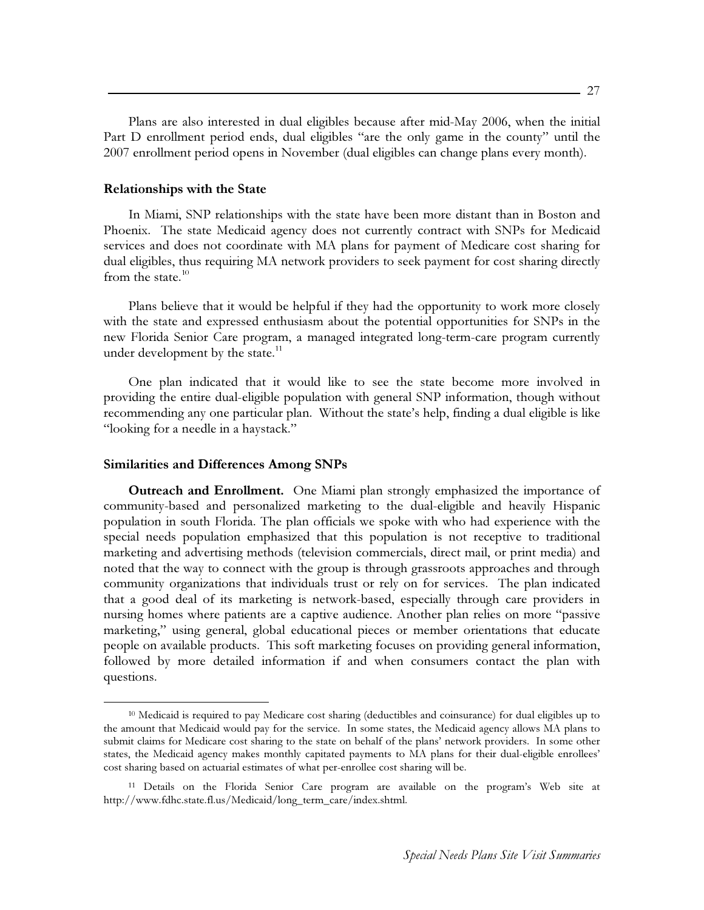Plans are also interested in dual eligibles because after mid-May 2006, when the initial Part D enrollment period ends, dual eligibles "are the only game in the county" until the 2007 enrollment period opens in November (dual eligibles can change plans every month).

### Relationships with the State

In Miami, SNP relationships with the state have been more distant than in Boston and Phoenix. The state Medicaid agency does not currently contract with SNPs for Medicaid services and does not coordinate with MA plans for payment of Medicare cost sharing for dual eligibles, thus requiring MA network providers to seek payment for cost sharing directly from the state.[10]

Plans believe that it would be helpful if they had the opportunity to work more closely with the state and expressed enthusiasm about the potential opportunities for SNPs in the new Florida Senior Care program, a managed integrated long-term-care program currently under development by the state.[11]

One plan indicated that it would like to see the state become more involved in providing the entire dual-eligible population with general SNP information, though without recommending any one particular plan. Without the state's help, finding a dual eligible is like "looking for a needle in a haystack."

### Similarities and Differences Among SNPs

**Outreach and Enrollment.** One Miami plan strongly emphasized the importance of community-based and personalized marketing to the dual-eligible and heavily Hispanic population in south Florida. The plan officials we spoke with who had experience with the special needs population emphasized that this population is not receptive to traditional marketing and advertising methods (television commercials, direct mail, or print media) and noted that the way to connect with the group is through grassroots approaches and through community organizations that individuals trust or rely on for services. The plan indicated that a good deal of its marketing is network-based, especially through care providers in nursing homes where patients are a captive audience. Another plan relies on more "passive marketing," using general, global educational pieces or member orientations that educate people on available products. This soft marketing focuses on providing general information, followed by more detailed information if and when consumers contact the plan with questions.

---

[10] Medicaid is required to pay Medicare cost sharing (deductibles and coinsurance) for dual eligibles up to the amount that Medicaid would pay for the service. In some states, the Medicaid agency allows MA plans to submit claims for Medicare cost sharing to the state on behalf of the plans' network providers. In some other states, the Medicaid agency makes monthly capitated payments to MA plans for their dual-eligible enrollees' cost sharing based on actuarial estimates of what per-enrollee cost sharing will be.

[11] Details on the Florida Senior Care program are available on the program's Web site at http://www.fdhc.state.fl.us/Medicaid/long_term_care/index.shtml.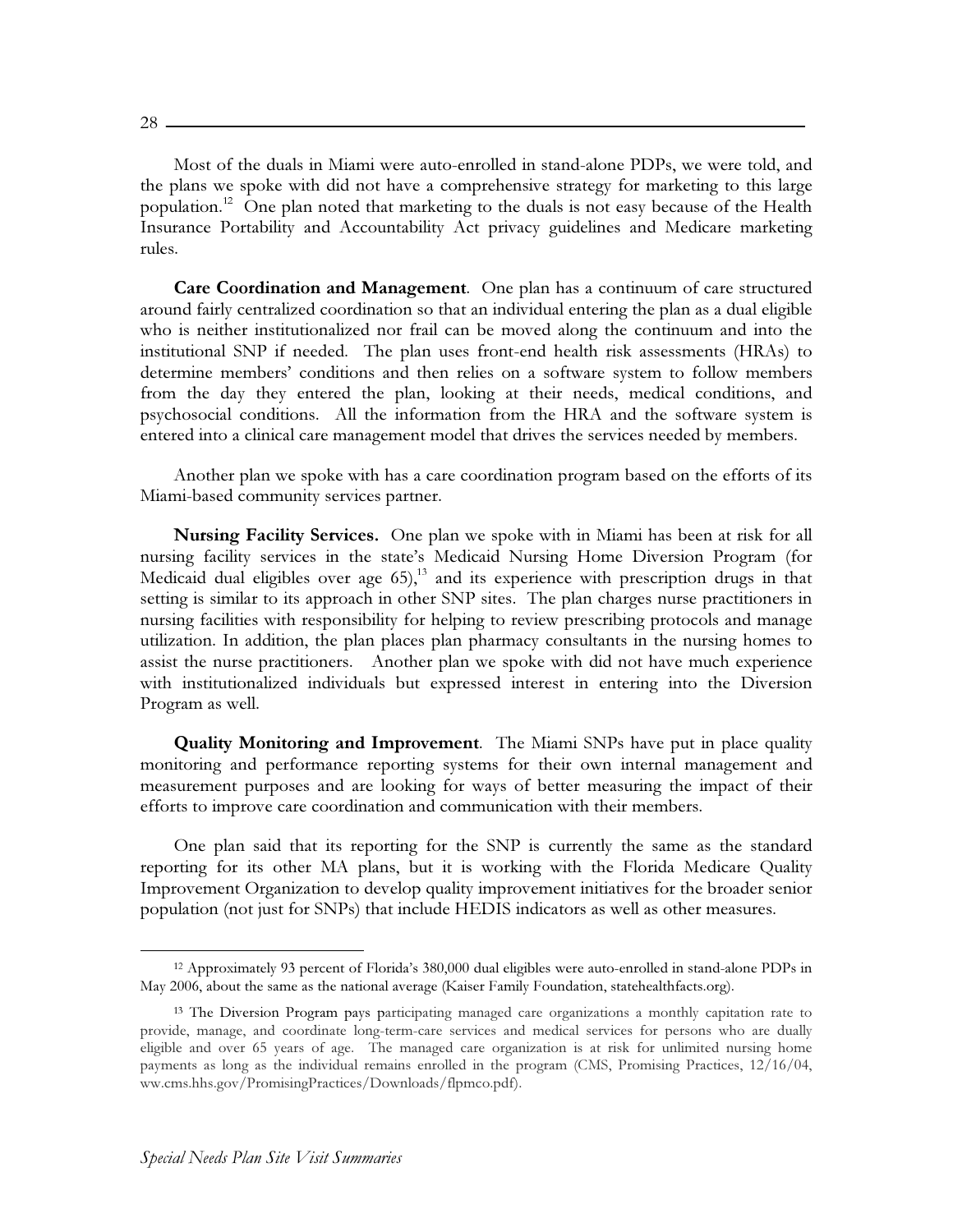Most of the duals in Miami were auto-enrolled in stand-alone PDPs, we were told, and the plans we spoke with did not have a comprehensive strategy for marketing to this large population.[12] One plan noted that marketing to the duals is not easy because of the Health Insurance Portability and Accountability Act privacy guidelines and Medicare marketing rules.

**Care Coordination and Management**. One plan has a continuum of care structured around fairly centralized coordination so that an individual entering the plan as a dual eligible who is neither institutionalized nor frail can be moved along the continuum and into the institutional SNP if needed. The plan uses front-end health risk assessments (HRAs) to determine members' conditions and then relies on a software system to follow members from the day they entered the plan, looking at their needs, medical conditions, and psychosocial conditions. All the information from the HRA and the software system is entered into a clinical care management model that drives the services needed by members.

Another plan we spoke with has a care coordination program based on the efforts of its Miami-based community services partner.

**Nursing Facility Services.** One plan we spoke with in Miami has been at risk for all nursing facility services in the state's Medicaid Nursing Home Diversion Program (for Medicaid dual eligibles over age 65),[13] and its experience with prescription drugs in that setting is similar to its approach in other SNP sites. The plan charges nurse practitioners in nursing facilities with responsibility for helping to review prescribing protocols and manage utilization. In addition, the plan places plan pharmacy consultants in the nursing homes to assist the nurse practitioners. Another plan we spoke with did not have much experience with institutionalized individuals but expressed interest in entering into the Diversion Program as well.

**Quality Monitoring and Improvement**. The Miami SNPs have put in place quality monitoring and performance reporting systems for their own internal management and measurement purposes and are looking for ways of better measuring the impact of their efforts to improve care coordination and communication with their members.

One plan said that its reporting for the SNP is currently the same as the standard reporting for its other MA plans, but it is working with the Florida Medicare Quality Improvement Organization to develop quality improvement initiatives for the broader senior population (not just for SNPs) that include HEDIS indicators as well as other measures.

---

[12] Approximately 93 percent of Florida's 380,000 dual eligibles were auto-enrolled in stand-alone PDPs in May 2006, about the same as the national average (Kaiser Family Foundation, statehealthfacts.org).

[13] The Diversion Program pays participating managed care organizations a monthly capitation rate to provide, manage, and coordinate long-term-care services and medical services for persons who are dually eligible and over 65 years of age. The managed care organization is at risk for unlimited nursing home payments as long as the individual remains enrolled in the program (CMS, Promising Practices, 12/16/04, ww.cms.hhs.gov/PromisingPractices/Downloads/flpmco.pdf).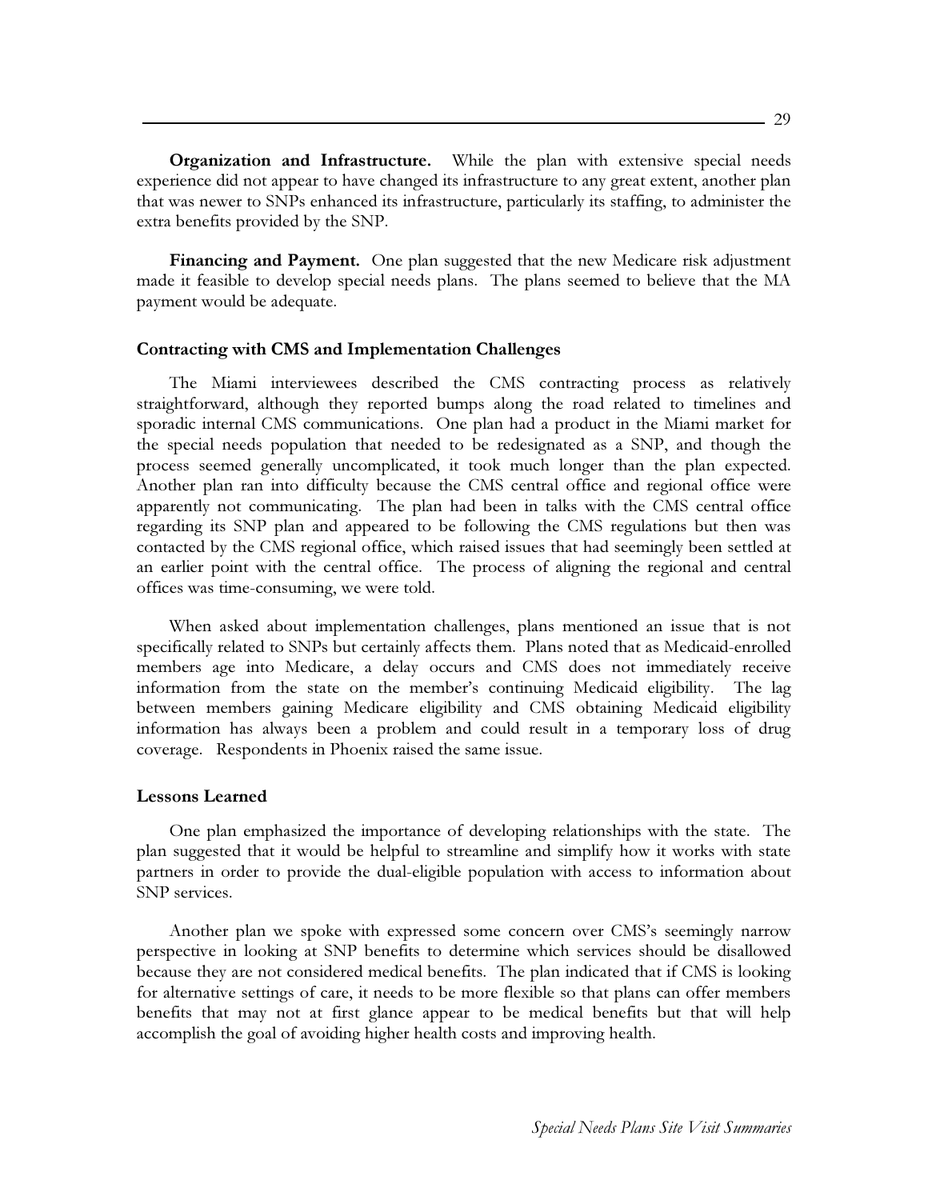**Organization and Infrastructure.** While the plan with extensive special needs experience did not appear to have changed its infrastructure to any great extent, another plan that was newer to SNPs enhanced its infrastructure, particularly its staffing, to administer the extra benefits provided by the SNP.

**Financing and Payment.** One plan suggested that the new Medicare risk adjustment made it feasible to develop special needs plans. The plans seemed to believe that the MA payment would be adequate.

### Contracting with CMS and Implementation Challenges

The Miami interviewees described the CMS contracting process as relatively straightforward, although they reported bumps along the road related to timelines and sporadic internal CMS communications. One plan had a product in the Miami market for the special needs population that needed to be redesignated as a SNP, and though the process seemed generally uncomplicated, it took much longer than the plan expected. Another plan ran into difficulty because the CMS central office and regional office were apparently not communicating. The plan had been in talks with the CMS central office regarding its SNP plan and appeared to be following the CMS regulations but then was contacted by the CMS regional office, which raised issues that had seemingly been settled at an earlier point with the central office. The process of aligning the regional and central offices was time-consuming, we were told.

When asked about implementation challenges, plans mentioned an issue that is not specifically related to SNPs but certainly affects them. Plans noted that as Medicaid-enrolled members age into Medicare, a delay occurs and CMS does not immediately receive information from the state on the member's continuing Medicaid eligibility. The lag between members gaining Medicare eligibility and CMS obtaining Medicaid eligibility information has always been a problem and could result in a temporary loss of drug coverage. Respondents in Phoenix raised the same issue.

### Lessons Learned

One plan emphasized the importance of developing relationships with the state. The plan suggested that it would be helpful to streamline and simplify how it works with state partners in order to provide the dual-eligible population with access to information about SNP services.

Another plan we spoke with expressed some concern over CMS's seemingly narrow perspective in looking at SNP benefits to determine which services should be disallowed because they are not considered medical benefits. The plan indicated that if CMS is looking for alternative settings of care, it needs to be more flexible so that plans can offer members benefits that may not at first glance appear to be medical benefits but that will help accomplish the goal of avoiding higher health costs and improving health.